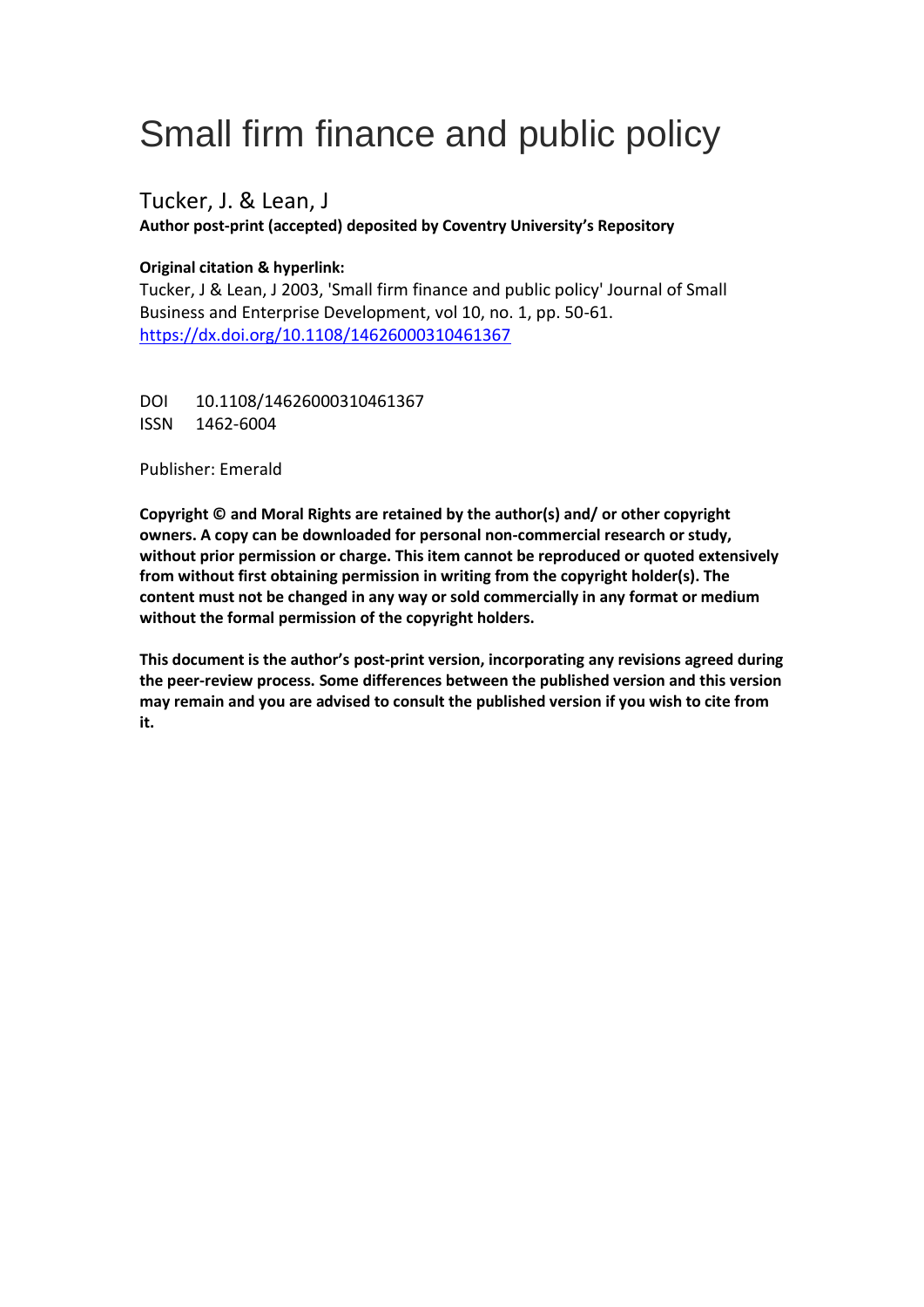# Small firm finance and public policy

Tucker, J. & Lean, J

**Author post-print (accepted) deposited by Coventry University's Repository**

**Original citation & hyperlink:**

Tucker, J & Lean, J 2003, 'Small firm finance and public policy' Journal of Small Business and Enterprise Development, vol 10, no. 1, pp. 50-61.
https://dx.doi.org/10.1108/14626000310461367

DOI 10.1108/14626000310461367
ISSN 1462-6004

Publisher: Emerald

**Copyright © and Moral Rights are retained by the author(s) and/ or other copyright owners. A copy can be downloaded for personal non-commercial research or study, without prior permission or charge. This item cannot be reproduced or quoted extensively from without first obtaining permission in writing from the copyright holder(s). The content must not be changed in any way or sold commercially in any format or medium without the formal permission of the copyright holders.**

**This document is the author's post-print version, incorporating any revisions agreed during the peer-review process. Some differences between the published version and this version may remain and you are advised to consult the published version if you wish to cite from it.**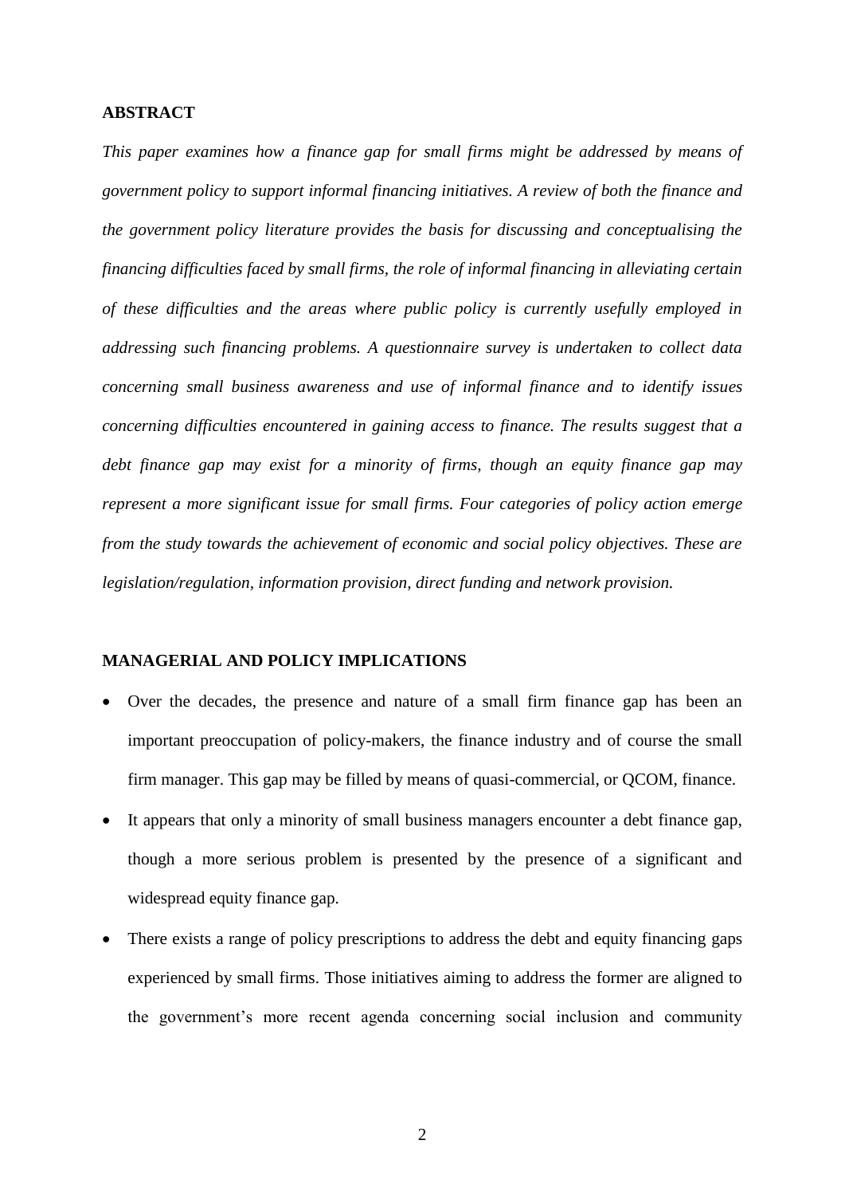## ABSTRACT

*This paper examines how a finance gap for small firms might be addressed by means of government policy to support informal financing initiatives. A review of both the finance and the government policy literature provides the basis for discussing and conceptualising the financing difficulties faced by small firms, the role of informal financing in alleviating certain of these difficulties and the areas where public policy is currently usefully employed in addressing such financing problems. A questionnaire survey is undertaken to collect data concerning small business awareness and use of informal finance and to identify issues concerning difficulties encountered in gaining access to finance. The results suggest that a debt finance gap may exist for a minority of firms, though an equity finance gap may represent a more significant issue for small firms. Four categories of policy action emerge from the study towards the achievement of economic and social policy objectives. These are legislation/regulation, information provision, direct funding and network provision.*

## MANAGERIAL AND POLICY IMPLICATIONS

- Over the decades, the presence and nature of a small firm finance gap has been an important preoccupation of policy-makers, the finance industry and of course the small firm manager. This gap may be filled by means of quasi-commercial, or QCOM, finance.
- It appears that only a minority of small business managers encounter a debt finance gap, though a more serious problem is presented by the presence of a significant and widespread equity finance gap.
- There exists a range of policy prescriptions to address the debt and equity financing gaps experienced by small firms. Those initiatives aiming to address the former are aligned to the government's more recent agenda concerning social inclusion and community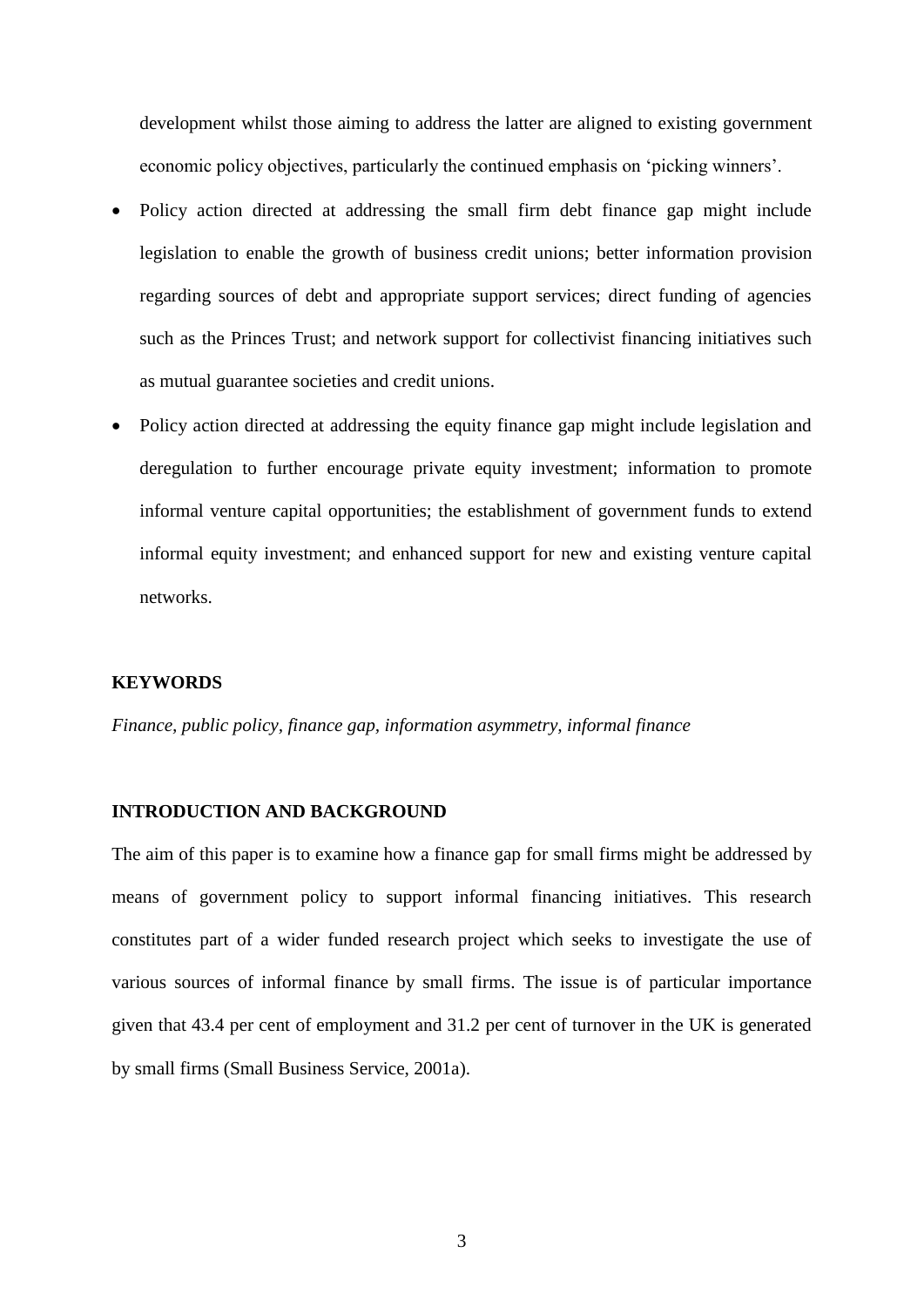development whilst those aiming to address the latter are aligned to existing government economic policy objectives, particularly the continued emphasis on 'picking winners'.

- Policy action directed at addressing the small firm debt finance gap might include legislation to enable the growth of business credit unions; better information provision regarding sources of debt and appropriate support services; direct funding of agencies such as the Princes Trust; and network support for collectivist financing initiatives such as mutual guarantee societies and credit unions.
- Policy action directed at addressing the equity finance gap might include legislation and deregulation to further encourage private equity investment; information to promote informal venture capital opportunities; the establishment of government funds to extend informal equity investment; and enhanced support for new and existing venture capital networks.

**KEYWORDS**

*Finance, public policy, finance gap, information asymmetry, informal finance*

**INTRODUCTION AND BACKGROUND**

The aim of this paper is to examine how a finance gap for small firms might be addressed by means of government policy to support informal financing initiatives. This research constitutes part of a wider funded research project which seeks to investigate the use of various sources of informal finance by small firms. The issue is of particular importance given that 43.4 per cent of employment and 31.2 per cent of turnover in the UK is generated by small firms (Small Business Service, 2001a).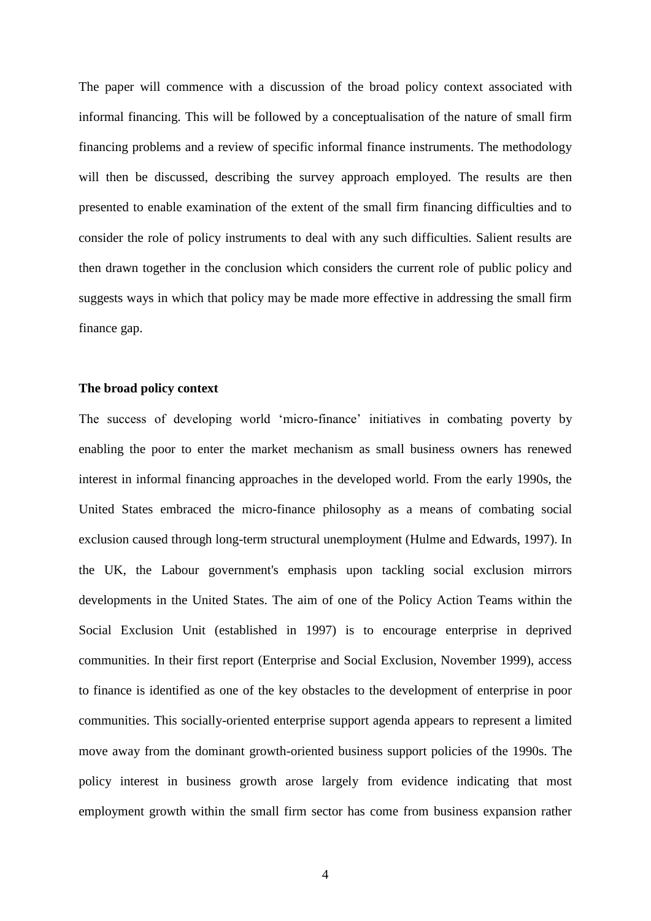The paper will commence with a discussion of the broad policy context associated with informal financing. This will be followed by a conceptualisation of the nature of small firm financing problems and a review of specific informal finance instruments. The methodology will then be discussed, describing the survey approach employed. The results are then presented to enable examination of the extent of the small firm financing difficulties and to consider the role of policy instruments to deal with any such difficulties. Salient results are then drawn together in the conclusion which considers the current role of public policy and suggests ways in which that policy may be made more effective in addressing the small firm finance gap.

**The broad policy context**

The success of developing world 'micro-finance' initiatives in combating poverty by enabling the poor to enter the market mechanism as small business owners has renewed interest in informal financing approaches in the developed world. From the early 1990s, the United States embraced the micro-finance philosophy as a means of combating social exclusion caused through long-term structural unemployment (Hulme and Edwards, 1997). In the UK, the Labour government's emphasis upon tackling social exclusion mirrors developments in the United States. The aim of one of the Policy Action Teams within the Social Exclusion Unit (established in 1997) is to encourage enterprise in deprived communities. In their first report (Enterprise and Social Exclusion, November 1999), access to finance is identified as one of the key obstacles to the development of enterprise in poor communities. This socially-oriented enterprise support agenda appears to represent a limited move away from the dominant growth-oriented business support policies of the 1990s. The policy interest in business growth arose largely from evidence indicating that most employment growth within the small firm sector has come from business expansion rather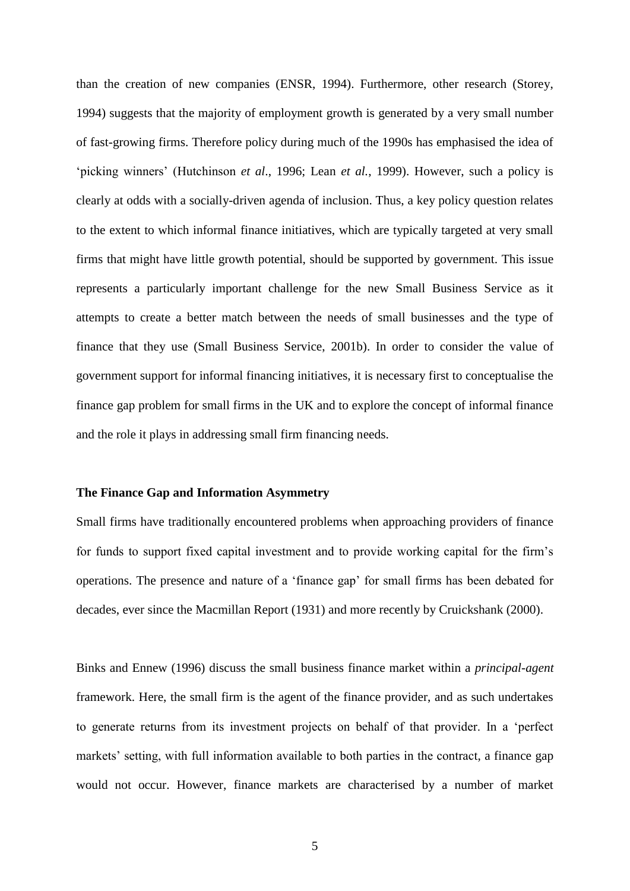than the creation of new companies (ENSR, 1994). Furthermore, other research (Storey, 1994) suggests that the majority of employment growth is generated by a very small number of fast-growing firms. Therefore policy during much of the 1990s has emphasised the idea of 'picking winners' (Hutchinson *et al*., 1996; Lean *et al.*, 1999). However, such a policy is clearly at odds with a socially-driven agenda of inclusion. Thus, a key policy question relates to the extent to which informal finance initiatives, which are typically targeted at very small firms that might have little growth potential, should be supported by government. This issue represents a particularly important challenge for the new Small Business Service as it attempts to create a better match between the needs of small businesses and the type of finance that they use (Small Business Service, 2001b). In order to consider the value of government support for informal financing initiatives, it is necessary first to conceptualise the finance gap problem for small firms in the UK and to explore the concept of informal finance and the role it plays in addressing small firm financing needs.

**The Finance Gap and Information Asymmetry**

Small firms have traditionally encountered problems when approaching providers of finance for funds to support fixed capital investment and to provide working capital for the firm's operations. The presence and nature of a 'finance gap' for small firms has been debated for decades, ever since the Macmillan Report (1931) and more recently by Cruickshank (2000).

Binks and Ennew (1996) discuss the small business finance market within a *principal-agent* framework. Here, the small firm is the agent of the finance provider, and as such undertakes to generate returns from its investment projects on behalf of that provider. In a 'perfect markets' setting, with full information available to both parties in the contract, a finance gap would not occur. However, finance markets are characterised by a number of market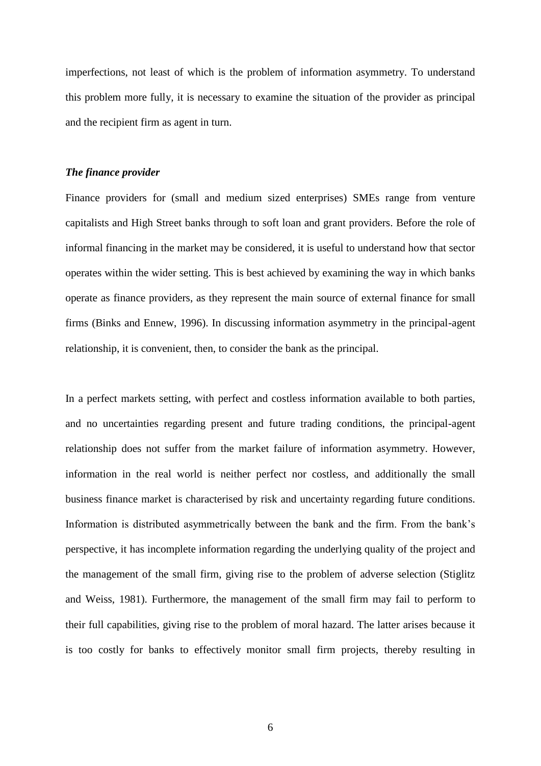imperfections, not least of which is the problem of information asymmetry. To understand this problem more fully, it is necessary to examine the situation of the provider as principal and the recipient firm as agent in turn.

### *The finance provider*

Finance providers for (small and medium sized enterprises) SMEs range from venture capitalists and High Street banks through to soft loan and grant providers. Before the role of informal financing in the market may be considered, it is useful to understand how that sector operates within the wider setting. This is best achieved by examining the way in which banks operate as finance providers, as they represent the main source of external finance for small firms (Binks and Ennew, 1996). In discussing information asymmetry in the principal-agent relationship, it is convenient, then, to consider the bank as the principal.

In a perfect markets setting, with perfect and costless information available to both parties, and no uncertainties regarding present and future trading conditions, the principal-agent relationship does not suffer from the market failure of information asymmetry. However, information in the real world is neither perfect nor costless, and additionally the small business finance market is characterised by risk and uncertainty regarding future conditions. Information is distributed asymmetrically between the bank and the firm. From the bank's perspective, it has incomplete information regarding the underlying quality of the project and the management of the small firm, giving rise to the problem of adverse selection (Stiglitz and Weiss, 1981). Furthermore, the management of the small firm may fail to perform to their full capabilities, giving rise to the problem of moral hazard. The latter arises because it is too costly for banks to effectively monitor small firm projects, thereby resulting in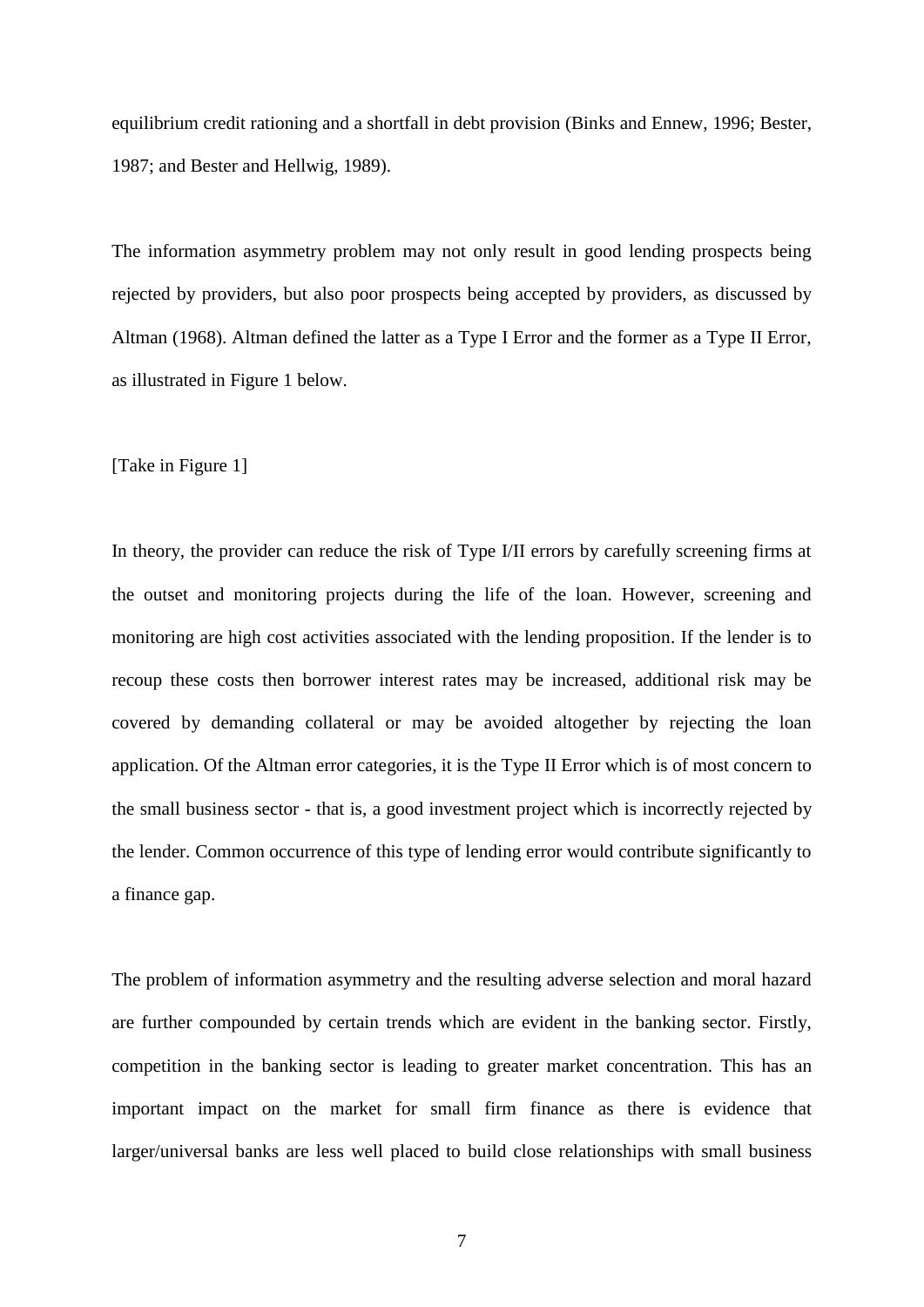equilibrium credit rationing and a shortfall in debt provision (Binks and Ennew, 1996; Bester, 1987; and Bester and Hellwig, 1989).

The information asymmetry problem may not only result in good lending prospects being rejected by providers, but also poor prospects being accepted by providers, as discussed by Altman (1968). Altman defined the latter as a Type I Error and the former as a Type II Error, as illustrated in Figure 1 below.

[Take in Figure 1]

In theory, the provider can reduce the risk of Type I/II errors by carefully screening firms at the outset and monitoring projects during the life of the loan. However, screening and monitoring are high cost activities associated with the lending proposition. If the lender is to recoup these costs then borrower interest rates may be increased, additional risk may be covered by demanding collateral or may be avoided altogether by rejecting the loan application. Of the Altman error categories, it is the Type II Error which is of most concern to the small business sector - that is, a good investment project which is incorrectly rejected by the lender. Common occurrence of this type of lending error would contribute significantly to a finance gap.

The problem of information asymmetry and the resulting adverse selection and moral hazard are further compounded by certain trends which are evident in the banking sector. Firstly, competition in the banking sector is leading to greater market concentration. This has an important impact on the market for small firm finance as there is evidence that larger/universal banks are less well placed to build close relationships with small business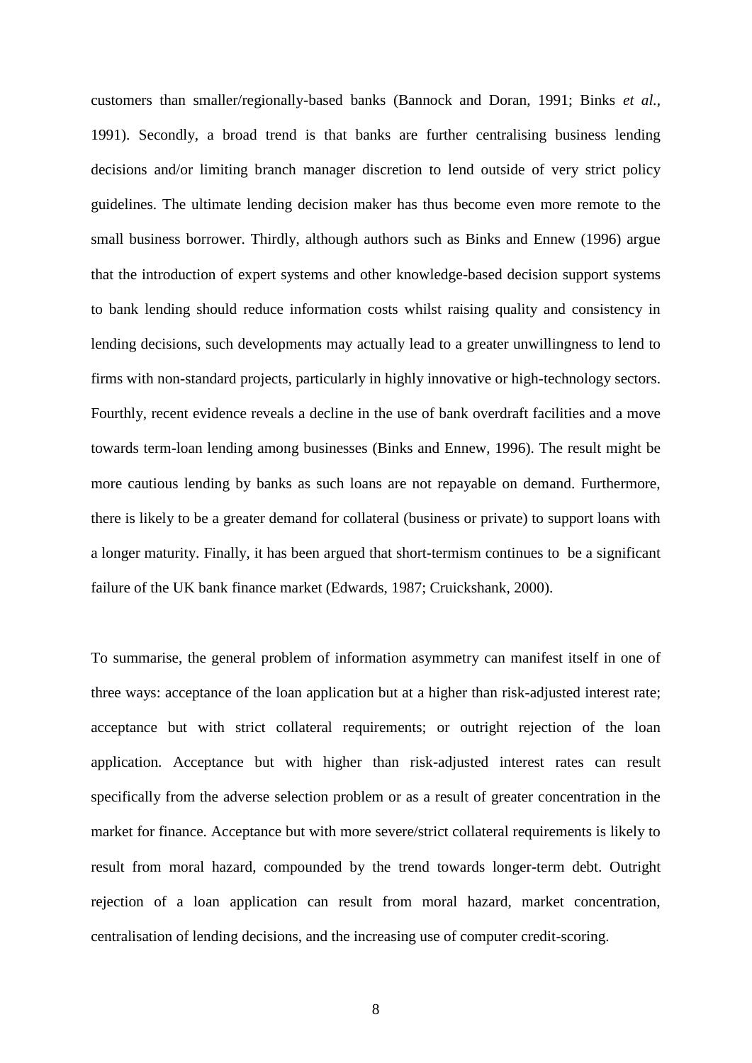customers than smaller/regionally-based banks (Bannock and Doran, 1991; Binks *et al.*, 1991). Secondly, a broad trend is that banks are further centralising business lending decisions and/or limiting branch manager discretion to lend outside of very strict policy guidelines. The ultimate lending decision maker has thus become even more remote to the small business borrower. Thirdly, although authors such as Binks and Ennew (1996) argue that the introduction of expert systems and other knowledge-based decision support systems to bank lending should reduce information costs whilst raising quality and consistency in lending decisions, such developments may actually lead to a greater unwillingness to lend to firms with non-standard projects, particularly in highly innovative or high-technology sectors. Fourthly, recent evidence reveals a decline in the use of bank overdraft facilities and a move towards term-loan lending among businesses (Binks and Ennew, 1996). The result might be more cautious lending by banks as such loans are not repayable on demand. Furthermore, there is likely to be a greater demand for collateral (business or private) to support loans with a longer maturity. Finally, it has been argued that short-termism continues to be a significant failure of the UK bank finance market (Edwards, 1987; Cruickshank, 2000).

To summarise, the general problem of information asymmetry can manifest itself in one of three ways: acceptance of the loan application but at a higher than risk-adjusted interest rate; acceptance but with strict collateral requirements; or outright rejection of the loan application. Acceptance but with higher than risk-adjusted interest rates can result specifically from the adverse selection problem or as a result of greater concentration in the market for finance. Acceptance but with more severe/strict collateral requirements is likely to result from moral hazard, compounded by the trend towards longer-term debt. Outright rejection of a loan application can result from moral hazard, market concentration, centralisation of lending decisions, and the increasing use of computer credit-scoring.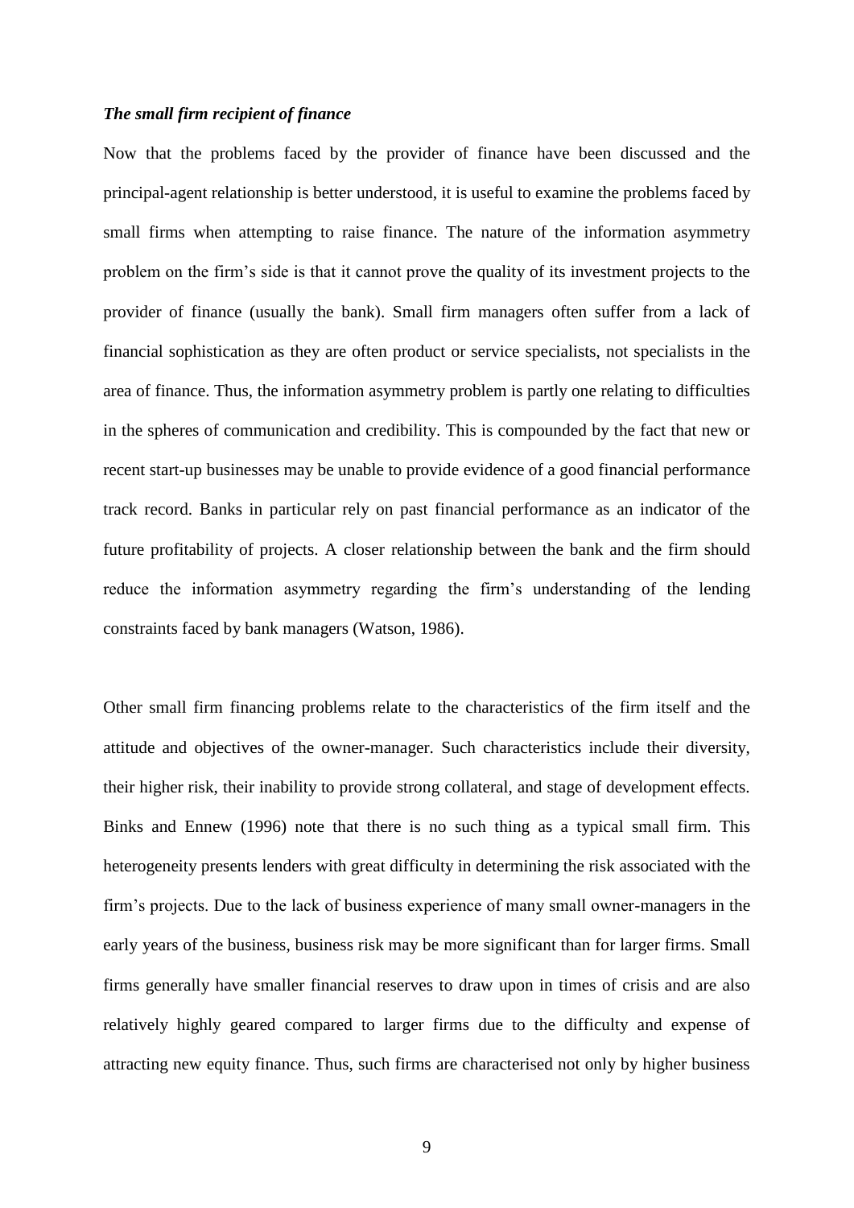### *The small firm recipient of finance*

Now that the problems faced by the provider of finance have been discussed and the principal-agent relationship is better understood, it is useful to examine the problems faced by small firms when attempting to raise finance. The nature of the information asymmetry problem on the firm's side is that it cannot prove the quality of its investment projects to the provider of finance (usually the bank). Small firm managers often suffer from a lack of financial sophistication as they are often product or service specialists, not specialists in the area of finance. Thus, the information asymmetry problem is partly one relating to difficulties in the spheres of communication and credibility. This is compounded by the fact that new or recent start-up businesses may be unable to provide evidence of a good financial performance track record. Banks in particular rely on past financial performance as an indicator of the future profitability of projects. A closer relationship between the bank and the firm should reduce the information asymmetry regarding the firm's understanding of the lending constraints faced by bank managers (Watson, 1986).

Other small firm financing problems relate to the characteristics of the firm itself and the attitude and objectives of the owner-manager. Such characteristics include their diversity, their higher risk, their inability to provide strong collateral, and stage of development effects. Binks and Ennew (1996) note that there is no such thing as a typical small firm. This heterogeneity presents lenders with great difficulty in determining the risk associated with the firm's projects. Due to the lack of business experience of many small owner-managers in the early years of the business, business risk may be more significant than for larger firms. Small firms generally have smaller financial reserves to draw upon in times of crisis and are also relatively highly geared compared to larger firms due to the difficulty and expense of attracting new equity finance. Thus, such firms are characterised not only by higher business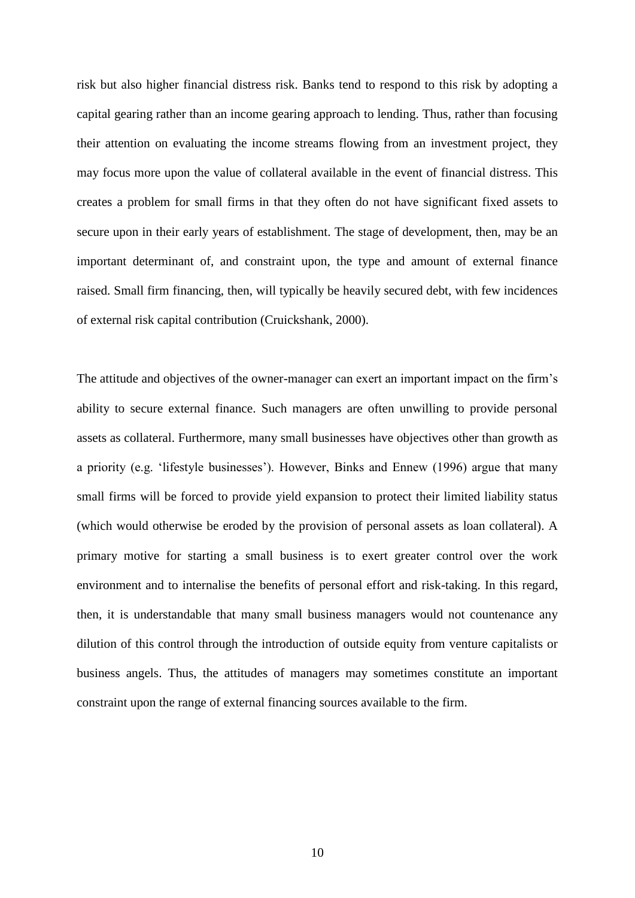risk but also higher financial distress risk. Banks tend to respond to this risk by adopting a capital gearing rather than an income gearing approach to lending. Thus, rather than focusing their attention on evaluating the income streams flowing from an investment project, they may focus more upon the value of collateral available in the event of financial distress. This creates a problem for small firms in that they often do not have significant fixed assets to secure upon in their early years of establishment. The stage of development, then, may be an important determinant of, and constraint upon, the type and amount of external finance raised. Small firm financing, then, will typically be heavily secured debt, with few incidences of external risk capital contribution (Cruickshank, 2000).

The attitude and objectives of the owner-manager can exert an important impact on the firm's ability to secure external finance. Such managers are often unwilling to provide personal assets as collateral. Furthermore, many small businesses have objectives other than growth as a priority (e.g. 'lifestyle businesses'). However, Binks and Ennew (1996) argue that many small firms will be forced to provide yield expansion to protect their limited liability status (which would otherwise be eroded by the provision of personal assets as loan collateral). A primary motive for starting a small business is to exert greater control over the work environment and to internalise the benefits of personal effort and risk-taking. In this regard, then, it is understandable that many small business managers would not countenance any dilution of this control through the introduction of outside equity from venture capitalists or business angels. Thus, the attitudes of managers may sometimes constitute an important constraint upon the range of external financing sources available to the firm.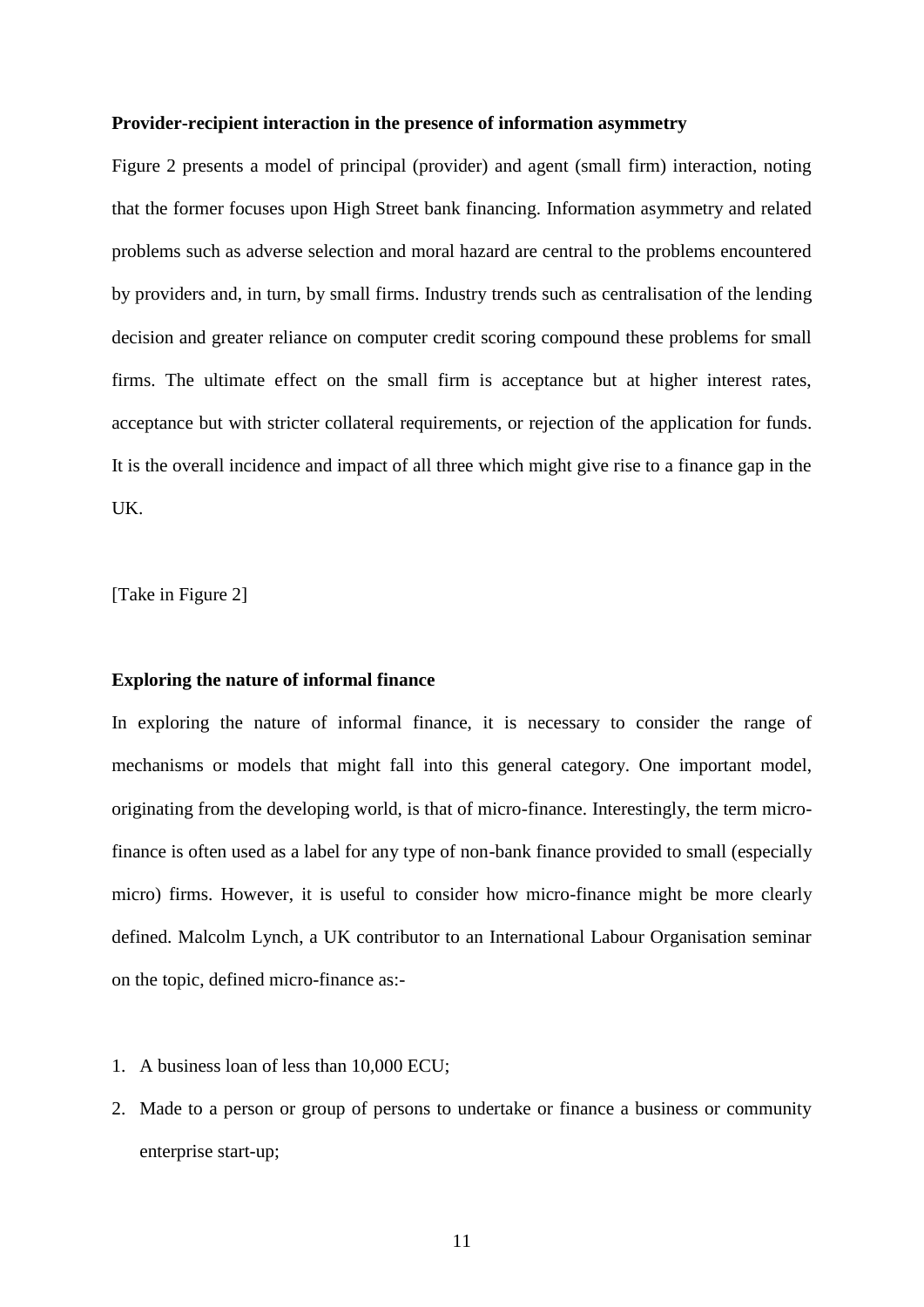**Provider-recipient interaction in the presence of information asymmetry**

Figure 2 presents a model of principal (provider) and agent (small firm) interaction, noting that the former focuses upon High Street bank financing. Information asymmetry and related problems such as adverse selection and moral hazard are central to the problems encountered by providers and, in turn, by small firms. Industry trends such as centralisation of the lending decision and greater reliance on computer credit scoring compound these problems for small firms. The ultimate effect on the small firm is acceptance but at higher interest rates, acceptance but with stricter collateral requirements, or rejection of the application for funds. It is the overall incidence and impact of all three which might give rise to a finance gap in the UK.

[Take in Figure 2]

**Exploring the nature of informal finance**

In exploring the nature of informal finance, it is necessary to consider the range of mechanisms or models that might fall into this general category. One important model, originating from the developing world, is that of micro-finance. Interestingly, the term micro-finance is often used as a label for any type of non-bank finance provided to small (especially micro) firms. However, it is useful to consider how micro-finance might be more clearly defined. Malcolm Lynch, a UK contributor to an International Labour Organisation seminar on the topic, defined micro-finance as:-

1. A business loan of less than 10,000 ECU;
2. Made to a person or group of persons to undertake or finance a business or community enterprise start-up;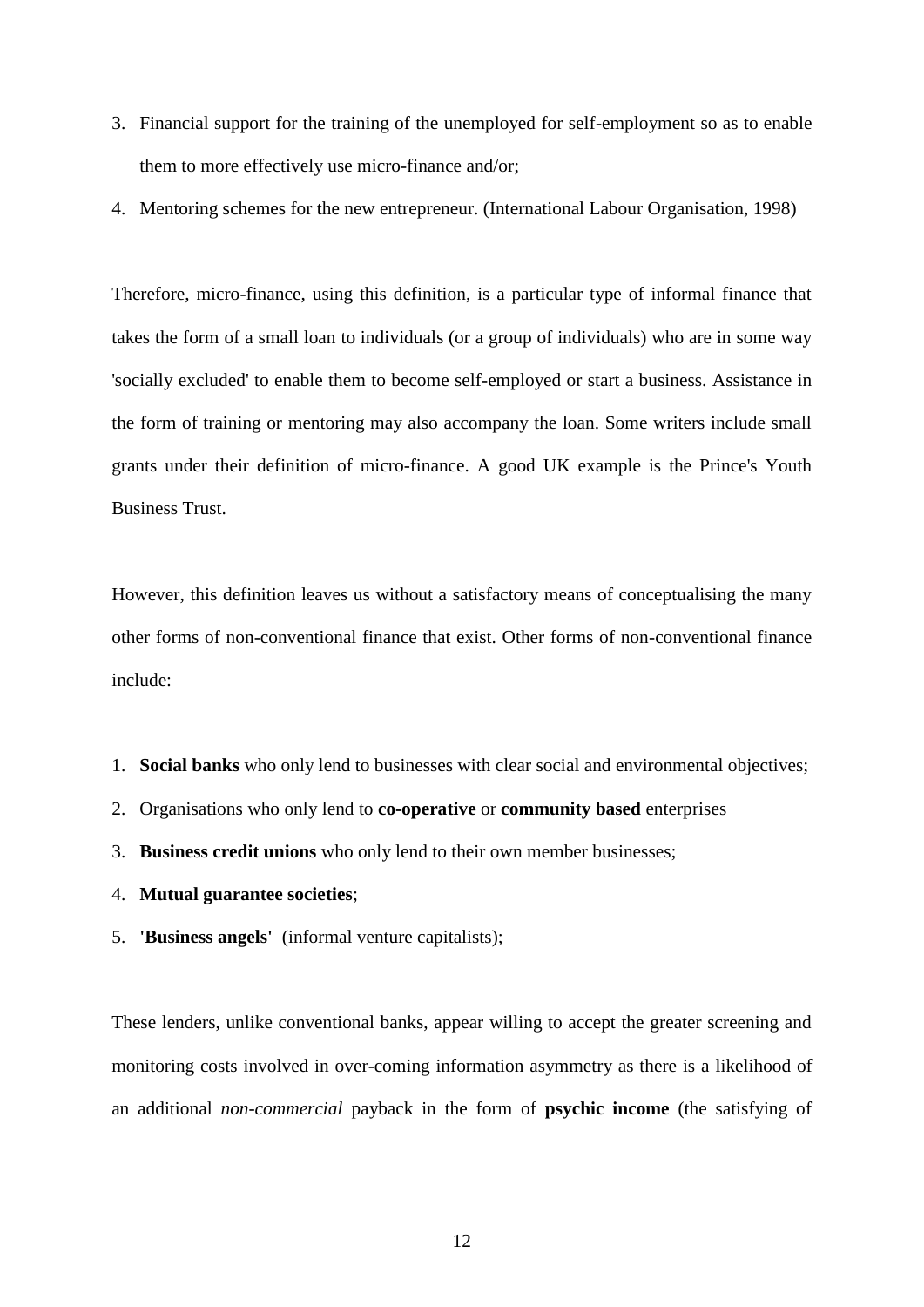3. Financial support for the training of the unemployed for self-employment so as to enable them to more effectively use micro-finance and/or;
4. Mentoring schemes for the new entrepreneur. (International Labour Organisation, 1998)

Therefore, micro-finance, using this definition, is a particular type of informal finance that takes the form of a small loan to individuals (or a group of individuals) who are in some way 'socially excluded' to enable them to become self-employed or start a business. Assistance in the form of training or mentoring may also accompany the loan. Some writers include small grants under their definition of micro-finance. A good UK example is the Prince's Youth Business Trust.

However, this definition leaves us without a satisfactory means of conceptualising the many other forms of non-conventional finance that exist. Other forms of non-conventional finance include:

1. **Social banks** who only lend to businesses with clear social and environmental objectives;
2. Organisations who only lend to **co-operative** or **community based** enterprises
3. **Business credit unions** who only lend to their own member businesses;
4. **Mutual guarantee societies**;
5. **'Business angels'** (informal venture capitalists);

These lenders, unlike conventional banks, appear willing to accept the greater screening and monitoring costs involved in over-coming information asymmetry as there is a likelihood of an additional *non-commercial* payback in the form of **psychic income** (the satisfying of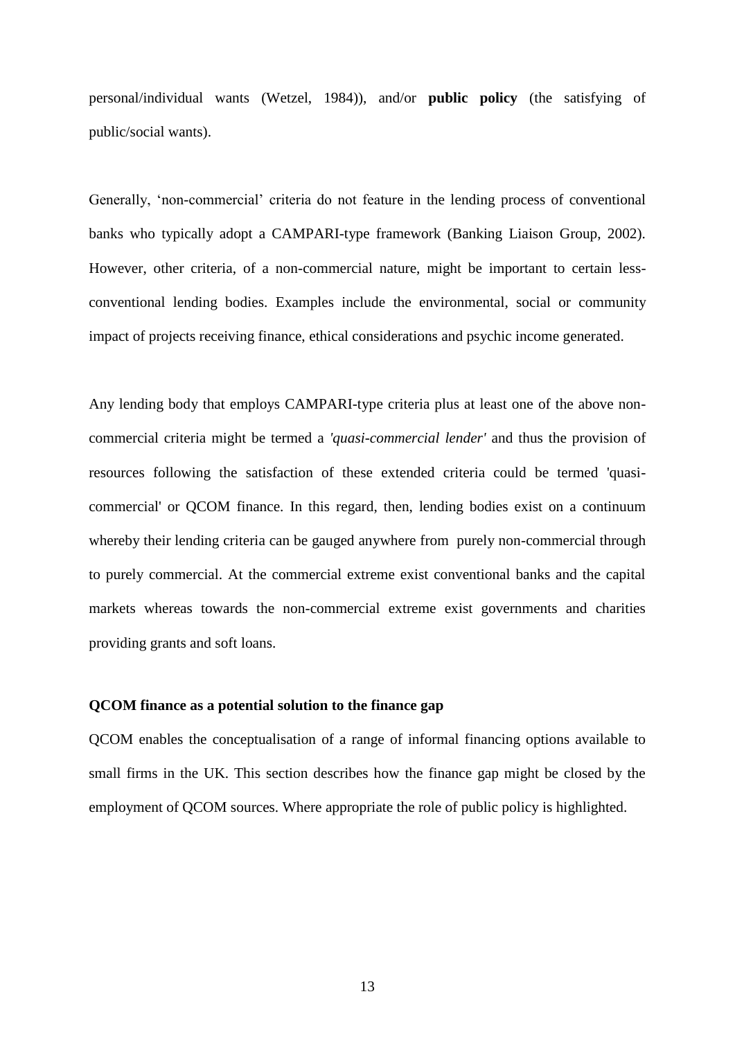personal/individual wants (Wetzel, 1984)), and/or **public policy** (the satisfying of public/social wants).

Generally, 'non-commercial' criteria do not feature in the lending process of conventional banks who typically adopt a CAMPARI-type framework (Banking Liaison Group, 2002). However, other criteria, of a non-commercial nature, might be important to certain less-conventional lending bodies. Examples include the environmental, social or community impact of projects receiving finance, ethical considerations and psychic income generated.

Any lending body that employs CAMPARI-type criteria plus at least one of the above non-commercial criteria might be termed a *'quasi-commercial lender'* and thus the provision of resources following the satisfaction of these extended criteria could be termed 'quasi-commercial' or QCOM finance. In this regard, then, lending bodies exist on a continuum whereby their lending criteria can be gauged anywhere from purely non-commercial through to purely commercial. At the commercial extreme exist conventional banks and the capital markets whereas towards the non-commercial extreme exist governments and charities providing grants and soft loans.

**QCOM finance as a potential solution to the finance gap**

QCOM enables the conceptualisation of a range of informal financing options available to small firms in the UK. This section describes how the finance gap might be closed by the employment of QCOM sources. Where appropriate the role of public policy is highlighted.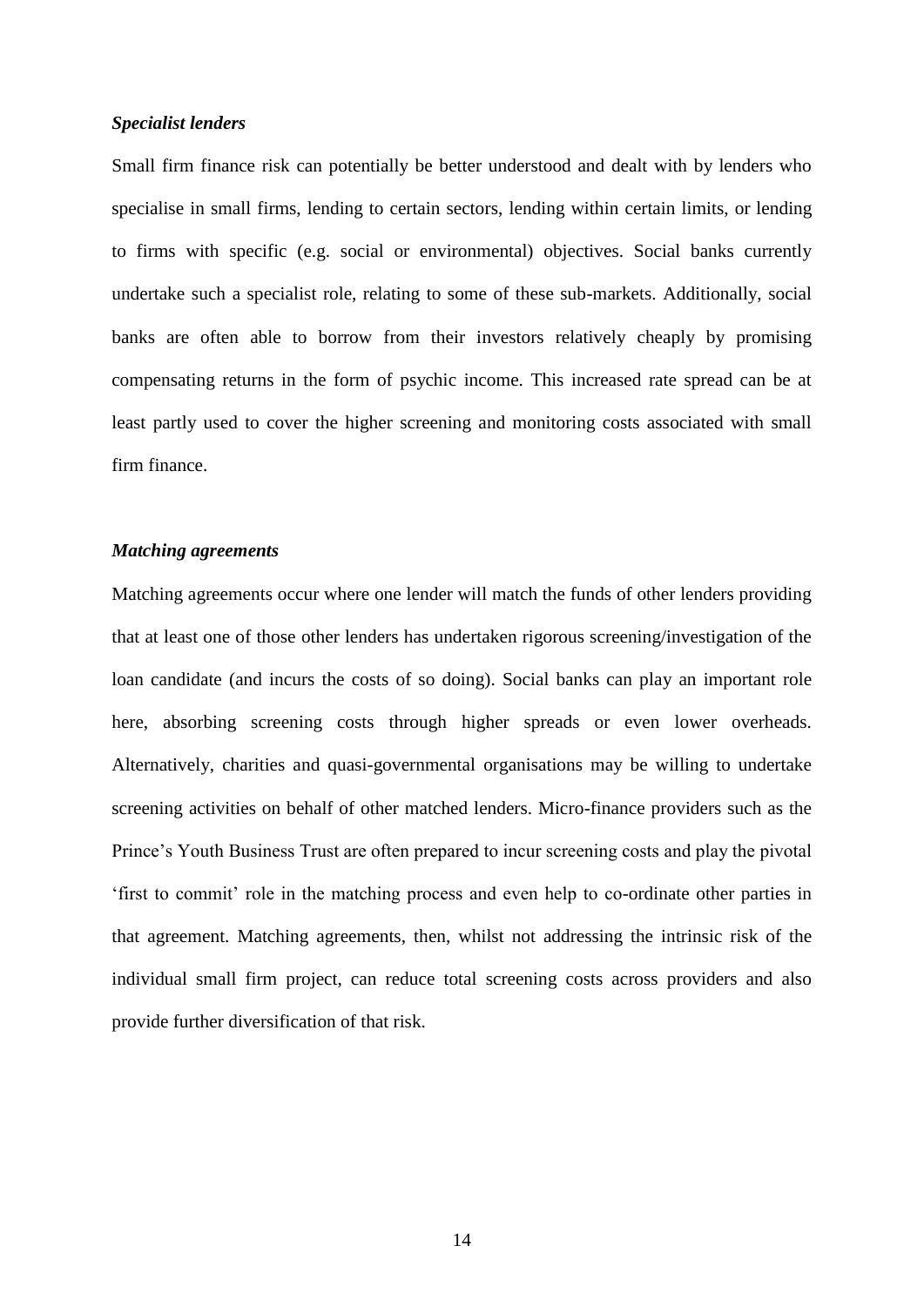***Specialist lenders***

Small firm finance risk can potentially be better understood and dealt with by lenders who specialise in small firms, lending to certain sectors, lending within certain limits, or lending to firms with specific (e.g. social or environmental) objectives. Social banks currently undertake such a specialist role, relating to some of these sub-markets. Additionally, social banks are often able to borrow from their investors relatively cheaply by promising compensating returns in the form of psychic income. This increased rate spread can be at least partly used to cover the higher screening and monitoring costs associated with small firm finance.

***Matching agreements***

Matching agreements occur where one lender will match the funds of other lenders providing that at least one of those other lenders has undertaken rigorous screening/investigation of the loan candidate (and incurs the costs of so doing). Social banks can play an important role here, absorbing screening costs through higher spreads or even lower overheads. Alternatively, charities and quasi-governmental organisations may be willing to undertake screening activities on behalf of other matched lenders. Micro-finance providers such as the Prince's Youth Business Trust are often prepared to incur screening costs and play the pivotal 'first to commit' role in the matching process and even help to co-ordinate other parties in that agreement. Matching agreements, then, whilst not addressing the intrinsic risk of the individual small firm project, can reduce total screening costs across providers and also provide further diversification of that risk.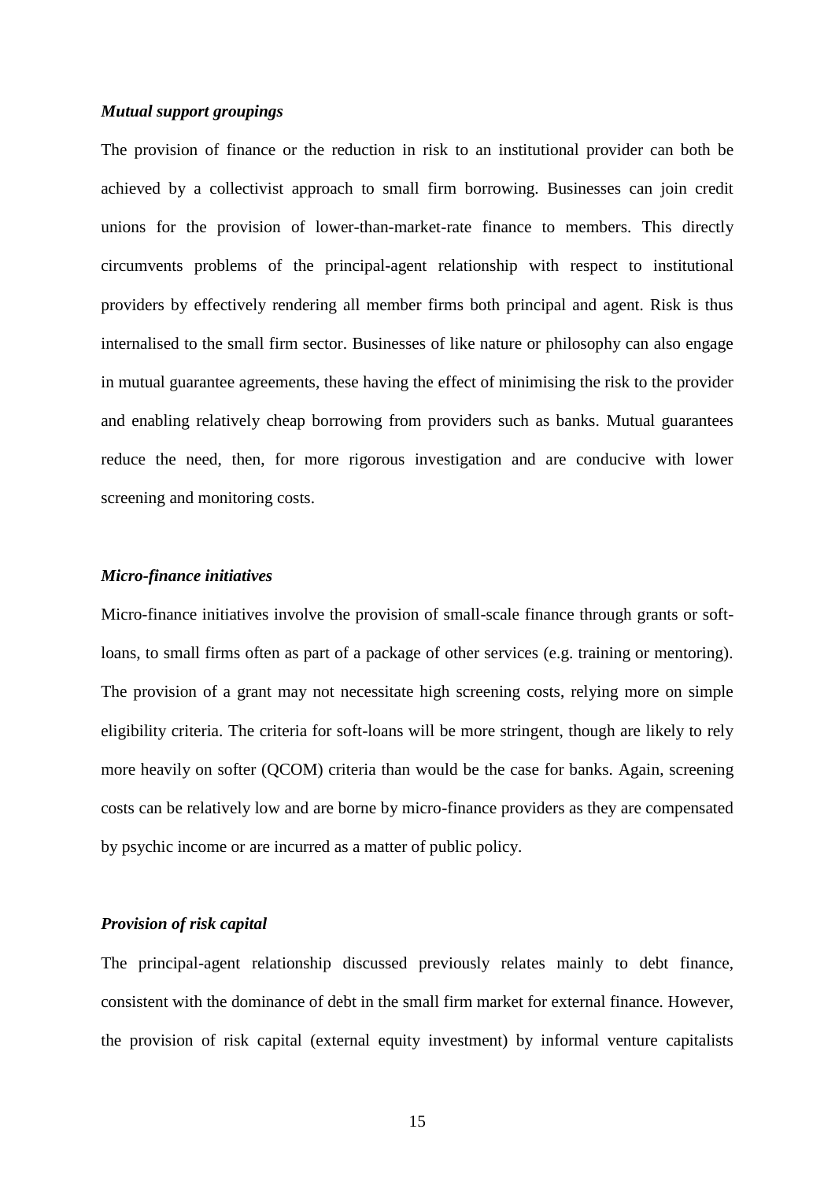### *Mutual support groupings*

The provision of finance or the reduction in risk to an institutional provider can both be achieved by a collectivist approach to small firm borrowing. Businesses can join credit unions for the provision of lower-than-market-rate finance to members. This directly circumvents problems of the principal-agent relationship with respect to institutional providers by effectively rendering all member firms both principal and agent. Risk is thus internalised to the small firm sector. Businesses of like nature or philosophy can also engage in mutual guarantee agreements, these having the effect of minimising the risk to the provider and enabling relatively cheap borrowing from providers such as banks. Mutual guarantees reduce the need, then, for more rigorous investigation and are conducive with lower screening and monitoring costs.

### *Micro-finance initiatives*

Micro-finance initiatives involve the provision of small-scale finance through grants or soft-loans, to small firms often as part of a package of other services (e.g. training or mentoring). The provision of a grant may not necessitate high screening costs, relying more on simple eligibility criteria. The criteria for soft-loans will be more stringent, though are likely to rely more heavily on softer (QCOM) criteria than would be the case for banks. Again, screening costs can be relatively low and are borne by micro-finance providers as they are compensated by psychic income or are incurred as a matter of public policy.

### *Provision of risk capital*

The principal-agent relationship discussed previously relates mainly to debt finance, consistent with the dominance of debt in the small firm market for external finance. However, the provision of risk capital (external equity investment) by informal venture capitalists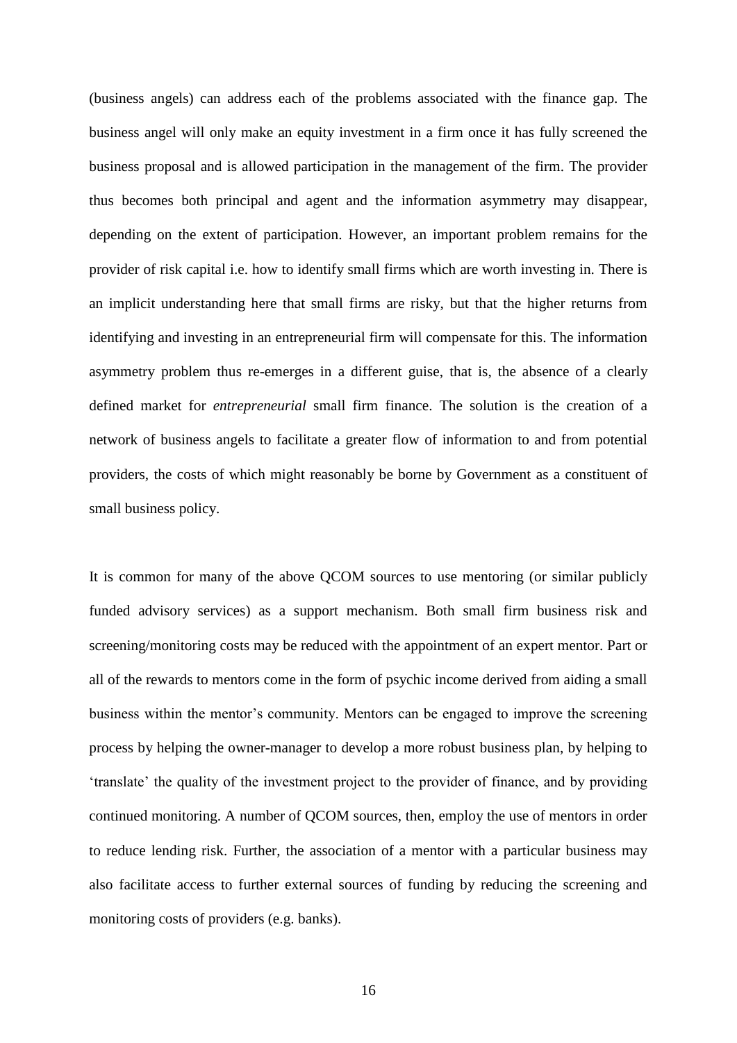(business angels) can address each of the problems associated with the finance gap. The business angel will only make an equity investment in a firm once it has fully screened the business proposal and is allowed participation in the management of the firm. The provider thus becomes both principal and agent and the information asymmetry may disappear, depending on the extent of participation. However, an important problem remains for the provider of risk capital i.e. how to identify small firms which are worth investing in. There is an implicit understanding here that small firms are risky, but that the higher returns from identifying and investing in an entrepreneurial firm will compensate for this. The information asymmetry problem thus re-emerges in a different guise, that is, the absence of a clearly defined market for *entrepreneurial* small firm finance. The solution is the creation of a network of business angels to facilitate a greater flow of information to and from potential providers, the costs of which might reasonably be borne by Government as a constituent of small business policy.

It is common for many of the above QCOM sources to use mentoring (or similar publicly funded advisory services) as a support mechanism. Both small firm business risk and screening/monitoring costs may be reduced with the appointment of an expert mentor. Part or all of the rewards to mentors come in the form of psychic income derived from aiding a small business within the mentor's community. Mentors can be engaged to improve the screening process by helping the owner-manager to develop a more robust business plan, by helping to 'translate' the quality of the investment project to the provider of finance, and by providing continued monitoring. A number of QCOM sources, then, employ the use of mentors in order to reduce lending risk. Further, the association of a mentor with a particular business may also facilitate access to further external sources of funding by reducing the screening and monitoring costs of providers (e.g. banks).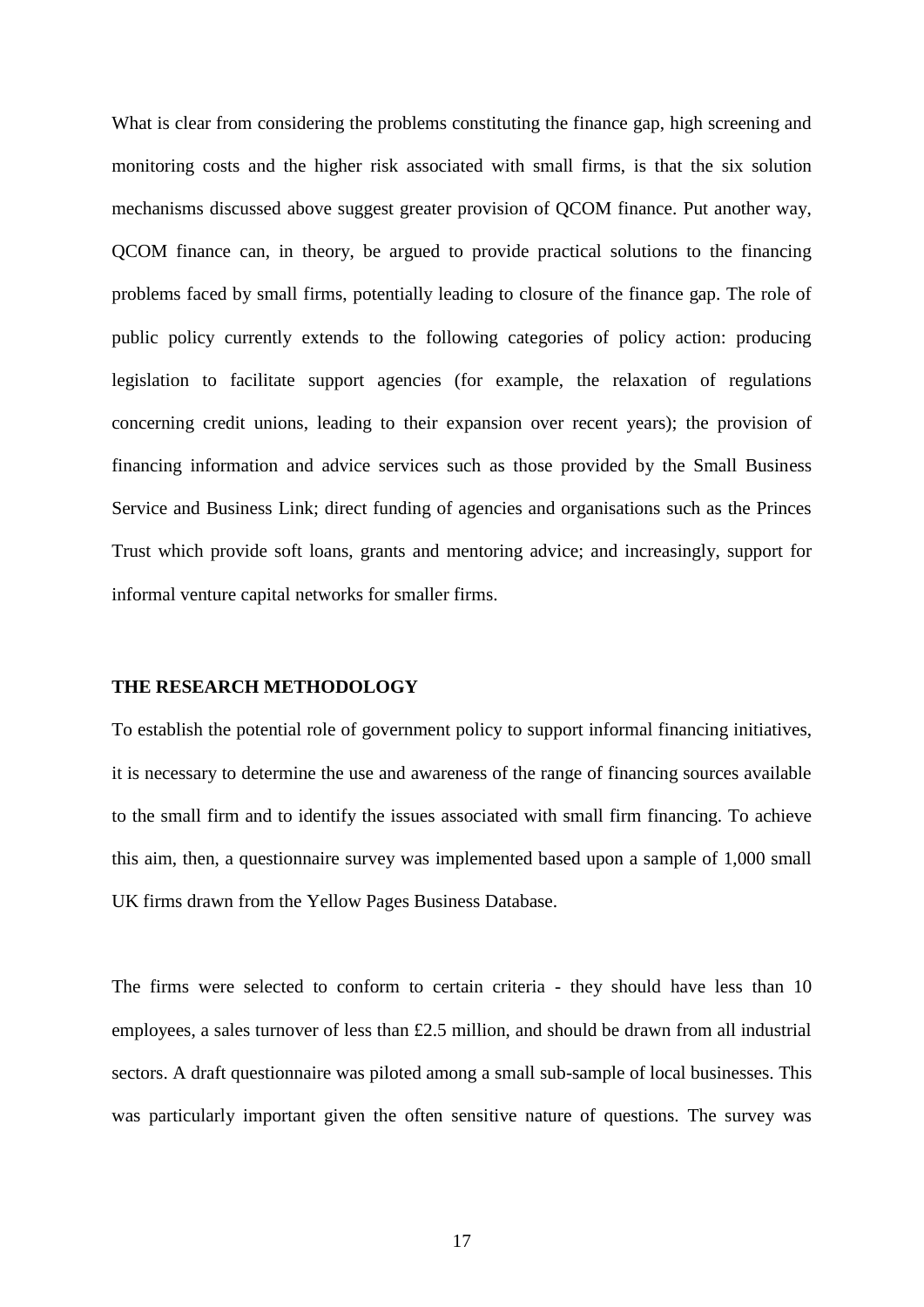What is clear from considering the problems constituting the finance gap, high screening and monitoring costs and the higher risk associated with small firms, is that the six solution mechanisms discussed above suggest greater provision of QCOM finance. Put another way, QCOM finance can, in theory, be argued to provide practical solutions to the financing problems faced by small firms, potentially leading to closure of the finance gap. The role of public policy currently extends to the following categories of policy action: producing legislation to facilitate support agencies (for example, the relaxation of regulations concerning credit unions, leading to their expansion over recent years); the provision of financing information and advice services such as those provided by the Small Business Service and Business Link; direct funding of agencies and organisations such as the Princes Trust which provide soft loans, grants and mentoring advice; and increasingly, support for informal venture capital networks for smaller firms.

## THE RESEARCH METHODOLOGY

To establish the potential role of government policy to support informal financing initiatives, it is necessary to determine the use and awareness of the range of financing sources available to the small firm and to identify the issues associated with small firm financing. To achieve this aim, then, a questionnaire survey was implemented based upon a sample of 1,000 small UK firms drawn from the Yellow Pages Business Database.

The firms were selected to conform to certain criteria - they should have less than 10 employees, a sales turnover of less than £2.5 million, and should be drawn from all industrial sectors. A draft questionnaire was piloted among a small sub-sample of local businesses. This was particularly important given the often sensitive nature of questions. The survey was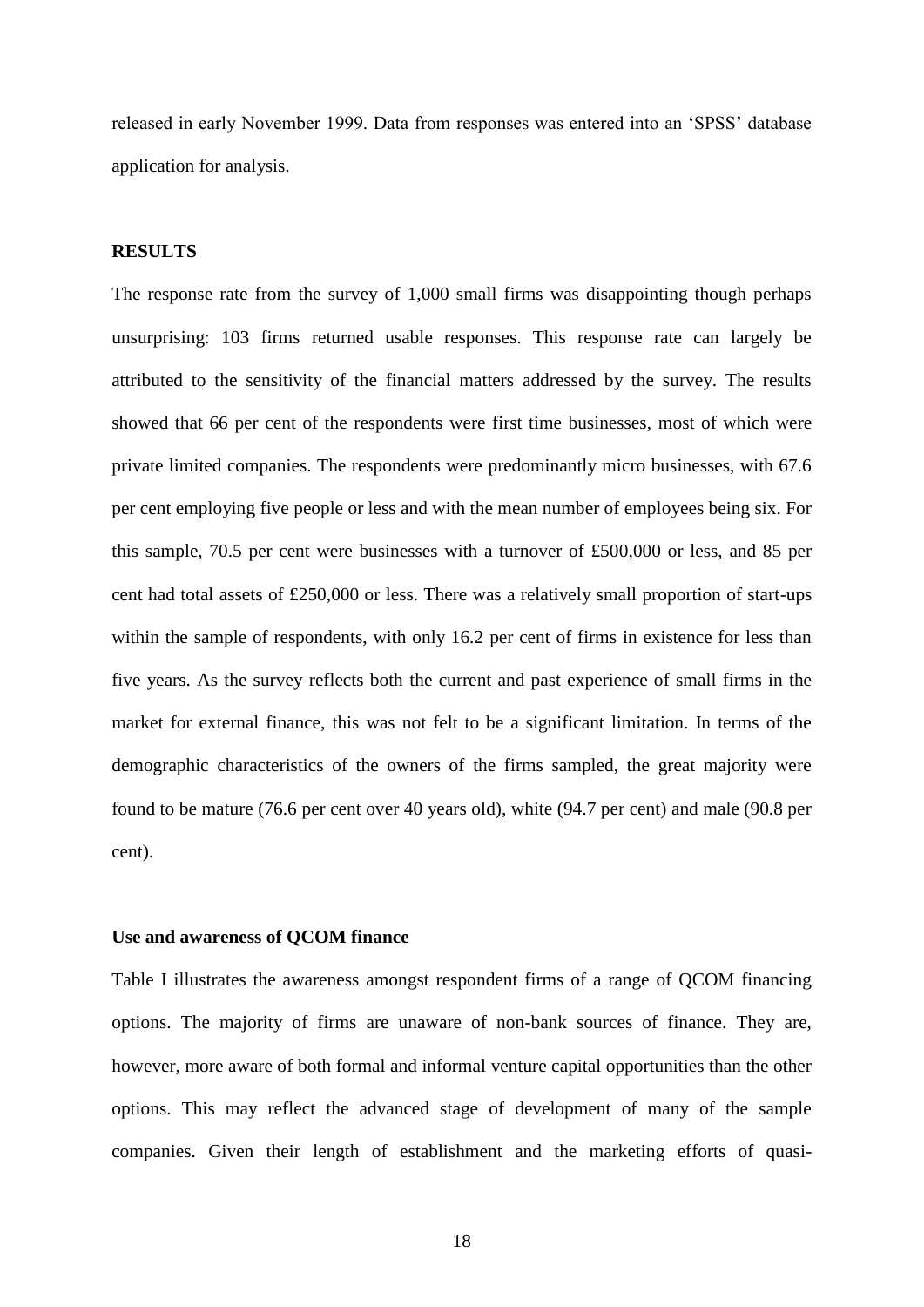released in early November 1999. Data from responses was entered into an 'SPSS' database application for analysis.

## RESULTS

The response rate from the survey of 1,000 small firms was disappointing though perhaps unsurprising: 103 firms returned usable responses. This response rate can largely be attributed to the sensitivity of the financial matters addressed by the survey. The results showed that 66 per cent of the respondents were first time businesses, most of which were private limited companies. The respondents were predominantly micro businesses, with 67.6 per cent employing five people or less and with the mean number of employees being six. For this sample, 70.5 per cent were businesses with a turnover of £500,000 or less, and 85 per cent had total assets of £250,000 or less. There was a relatively small proportion of start-ups within the sample of respondents, with only 16.2 per cent of firms in existence for less than five years. As the survey reflects both the current and past experience of small firms in the market for external finance, this was not felt to be a significant limitation. In terms of the demographic characteristics of the owners of the firms sampled, the great majority were found to be mature (76.6 per cent over 40 years old), white (94.7 per cent) and male (90.8 per cent).

### Use and awareness of QCOM finance

Table I illustrates the awareness amongst respondent firms of a range of QCOM financing options. The majority of firms are unaware of non-bank sources of finance. They are, however, more aware of both formal and informal venture capital opportunities than the other options. This may reflect the advanced stage of development of many of the sample companies. Given their length of establishment and the marketing efforts of quasi-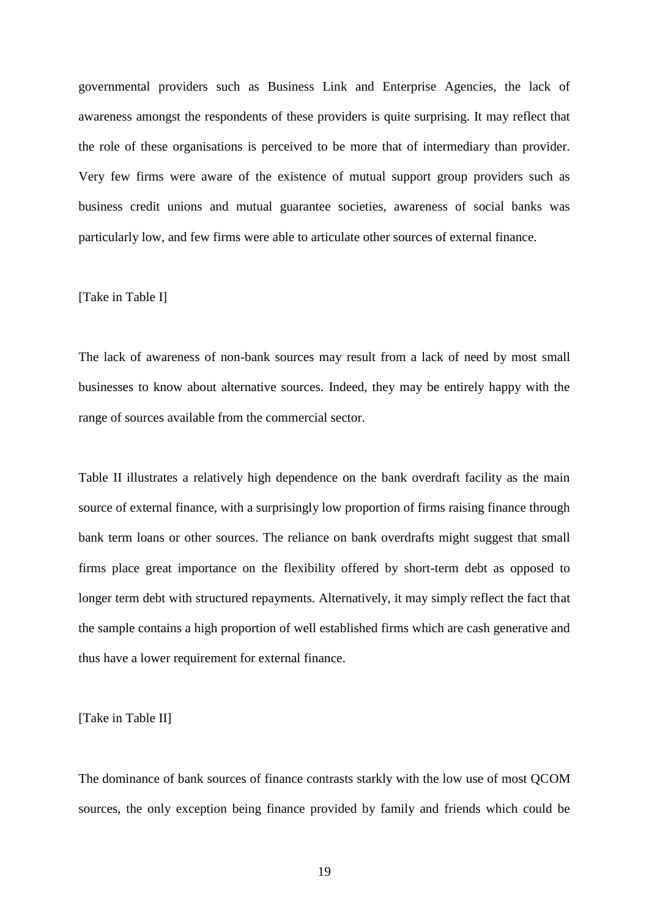governmental providers such as Business Link and Enterprise Agencies, the lack of awareness amongst the respondents of these providers is quite surprising. It may reflect that the role of these organisations is perceived to be more that of intermediary than provider. Very few firms were aware of the existence of mutual support group providers such as business credit unions and mutual guarantee societies, awareness of social banks was particularly low, and few firms were able to articulate other sources of external finance.

[Take in Table I]

The lack of awareness of non-bank sources may result from a lack of need by most small businesses to know about alternative sources. Indeed, they may be entirely happy with the range of sources available from the commercial sector.

Table II illustrates a relatively high dependence on the bank overdraft facility as the main source of external finance, with a surprisingly low proportion of firms raising finance through bank term loans or other sources. The reliance on bank overdrafts might suggest that small firms place great importance on the flexibility offered by short-term debt as opposed to longer term debt with structured repayments. Alternatively, it may simply reflect the fact that the sample contains a high proportion of well established firms which are cash generative and thus have a lower requirement for external finance.

[Take in Table II]

The dominance of bank sources of finance contrasts starkly with the low use of most QCOM sources, the only exception being finance provided by family and friends which could be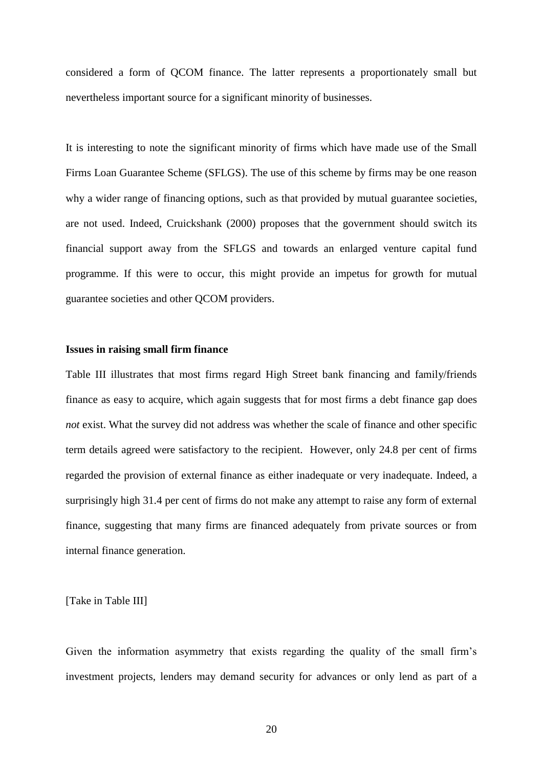considered a form of QCOM finance. The latter represents a proportionately small but nevertheless important source for a significant minority of businesses.

It is interesting to note the significant minority of firms which have made use of the Small Firms Loan Guarantee Scheme (SFLGS). The use of this scheme by firms may be one reason why a wider range of financing options, such as that provided by mutual guarantee societies, are not used. Indeed, Cruickshank (2000) proposes that the government should switch its financial support away from the SFLGS and towards an enlarged venture capital fund programme. If this were to occur, this might provide an impetus for growth for mutual guarantee societies and other QCOM providers.

**Issues in raising small firm finance**

Table III illustrates that most firms regard High Street bank financing and family/friends finance as easy to acquire, which again suggests that for most firms a debt finance gap does *not* exist. What the survey did not address was whether the scale of finance and other specific term details agreed were satisfactory to the recipient. However, only 24.8 per cent of firms regarded the provision of external finance as either inadequate or very inadequate. Indeed, a surprisingly high 31.4 per cent of firms do not make any attempt to raise any form of external finance, suggesting that many firms are financed adequately from private sources or from internal finance generation.

[Take in Table III]

Given the information asymmetry that exists regarding the quality of the small firm's investment projects, lenders may demand security for advances or only lend as part of a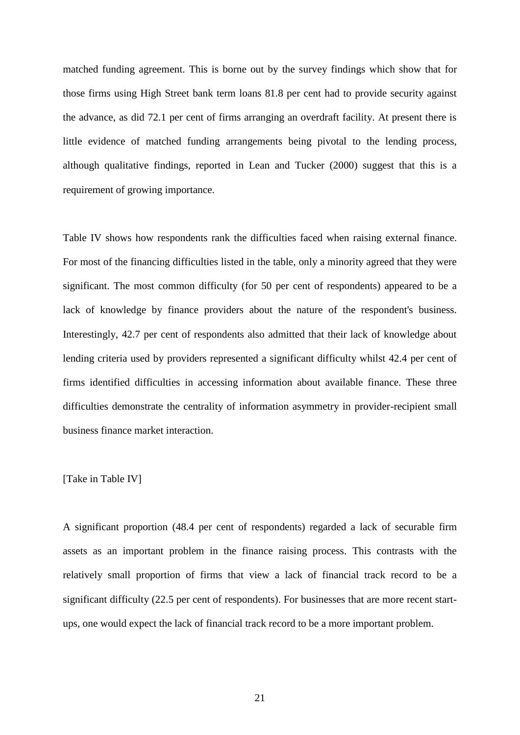matched funding agreement. This is borne out by the survey findings which show that for those firms using High Street bank term loans 81.8 per cent had to provide security against the advance, as did 72.1 per cent of firms arranging an overdraft facility. At present there is little evidence of matched funding arrangements being pivotal to the lending process, although qualitative findings, reported in Lean and Tucker (2000) suggest that this is a requirement of growing importance.

Table IV shows how respondents rank the difficulties faced when raising external finance. For most of the financing difficulties listed in the table, only a minority agreed that they were significant. The most common difficulty (for 50 per cent of respondents) appeared to be a lack of knowledge by finance providers about the nature of the respondent's business. Interestingly, 42.7 per cent of respondents also admitted that their lack of knowledge about lending criteria used by providers represented a significant difficulty whilst 42.4 per cent of firms identified difficulties in accessing information about available finance. These three difficulties demonstrate the centrality of information asymmetry in provider-recipient small business finance market interaction.

[Take in Table IV]

A significant proportion (48.4 per cent of respondents) regarded a lack of securable firm assets as an important problem in the finance raising process. This contrasts with the relatively small proportion of firms that view a lack of financial track record to be a significant difficulty (22.5 per cent of respondents). For businesses that are more recent start-ups, one would expect the lack of financial track record to be a more important problem.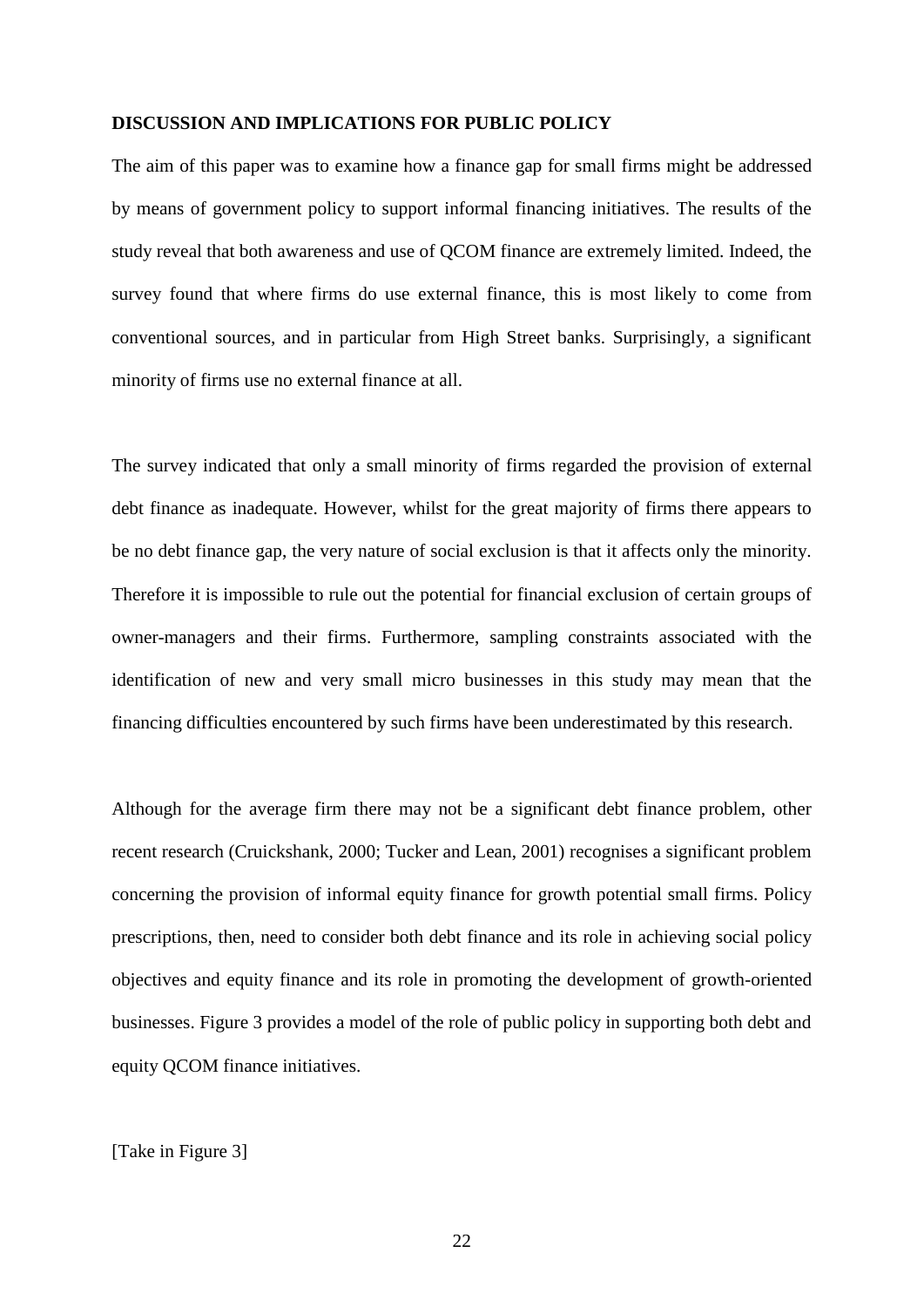## DISCUSSION AND IMPLICATIONS FOR PUBLIC POLICY

The aim of this paper was to examine how a finance gap for small firms might be addressed by means of government policy to support informal financing initiatives. The results of the study reveal that both awareness and use of QCOM finance are extremely limited. Indeed, the survey found that where firms do use external finance, this is most likely to come from conventional sources, and in particular from High Street banks. Surprisingly, a significant minority of firms use no external finance at all.

The survey indicated that only a small minority of firms regarded the provision of external debt finance as inadequate. However, whilst for the great majority of firms there appears to be no debt finance gap, the very nature of social exclusion is that it affects only the minority. Therefore it is impossible to rule out the potential for financial exclusion of certain groups of owner-managers and their firms. Furthermore, sampling constraints associated with the identification of new and very small micro businesses in this study may mean that the financing difficulties encountered by such firms have been underestimated by this research.

Although for the average firm there may not be a significant debt finance problem, other recent research (Cruickshank, 2000; Tucker and Lean, 2001) recognises a significant problem concerning the provision of informal equity finance for growth potential small firms. Policy prescriptions, then, need to consider both debt finance and its role in achieving social policy objectives and equity finance and its role in promoting the development of growth-oriented businesses. Figure 3 provides a model of the role of public policy in supporting both debt and equity QCOM finance initiatives.

[Take in Figure 3]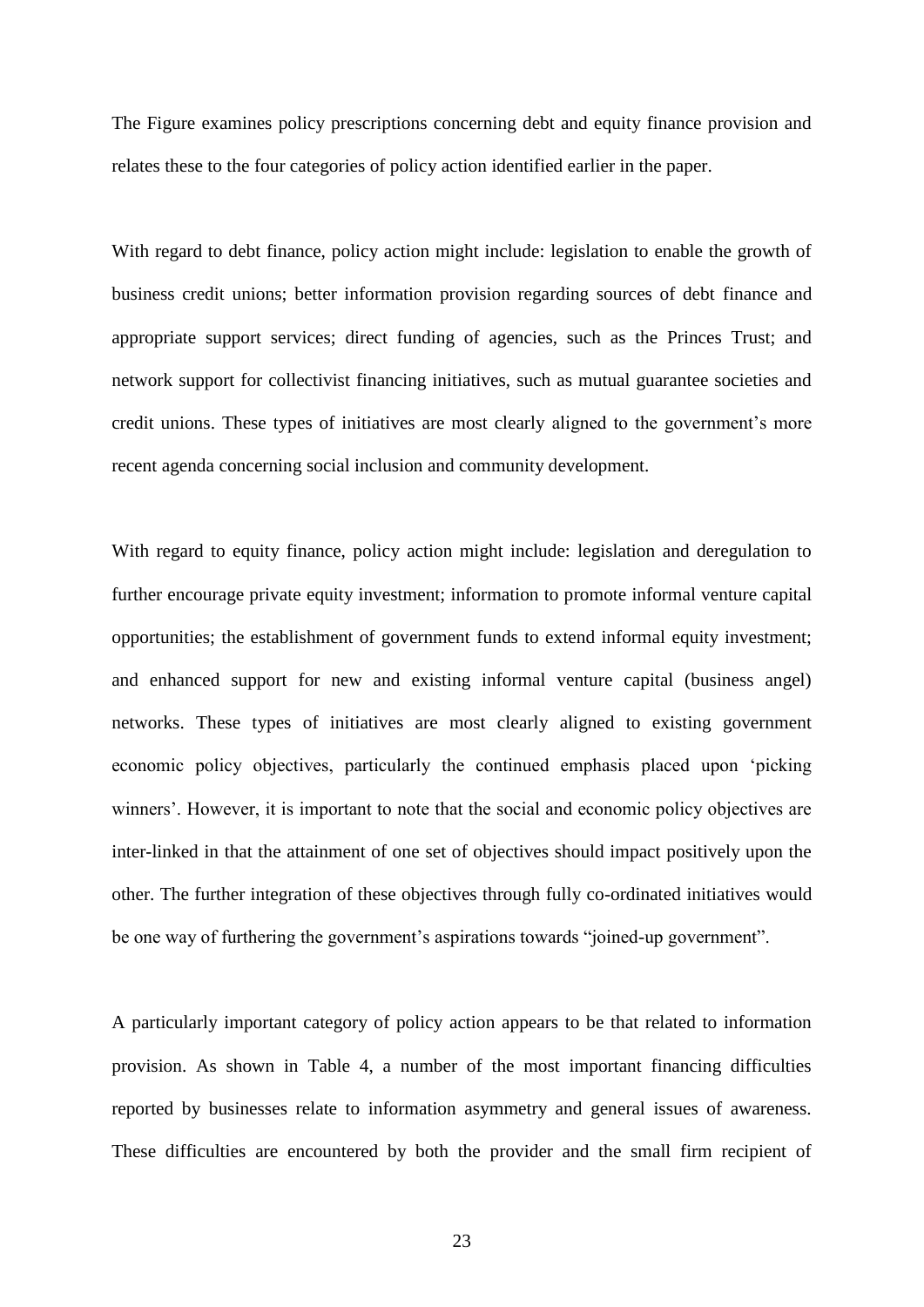The Figure examines policy prescriptions concerning debt and equity finance provision and relates these to the four categories of policy action identified earlier in the paper.

With regard to debt finance, policy action might include: legislation to enable the growth of business credit unions; better information provision regarding sources of debt finance and appropriate support services; direct funding of agencies, such as the Princes Trust; and network support for collectivist financing initiatives, such as mutual guarantee societies and credit unions. These types of initiatives are most clearly aligned to the government's more recent agenda concerning social inclusion and community development.

With regard to equity finance, policy action might include: legislation and deregulation to further encourage private equity investment; information to promote informal venture capital opportunities; the establishment of government funds to extend informal equity investment; and enhanced support for new and existing informal venture capital (business angel) networks. These types of initiatives are most clearly aligned to existing government economic policy objectives, particularly the continued emphasis placed upon 'picking winners'. However, it is important to note that the social and economic policy objectives are inter-linked in that the attainment of one set of objectives should impact positively upon the other. The further integration of these objectives through fully co-ordinated initiatives would be one way of furthering the government's aspirations towards "joined-up government".

A particularly important category of policy action appears to be that related to information provision. As shown in Table 4, a number of the most important financing difficulties reported by businesses relate to information asymmetry and general issues of awareness. These difficulties are encountered by both the provider and the small firm recipient of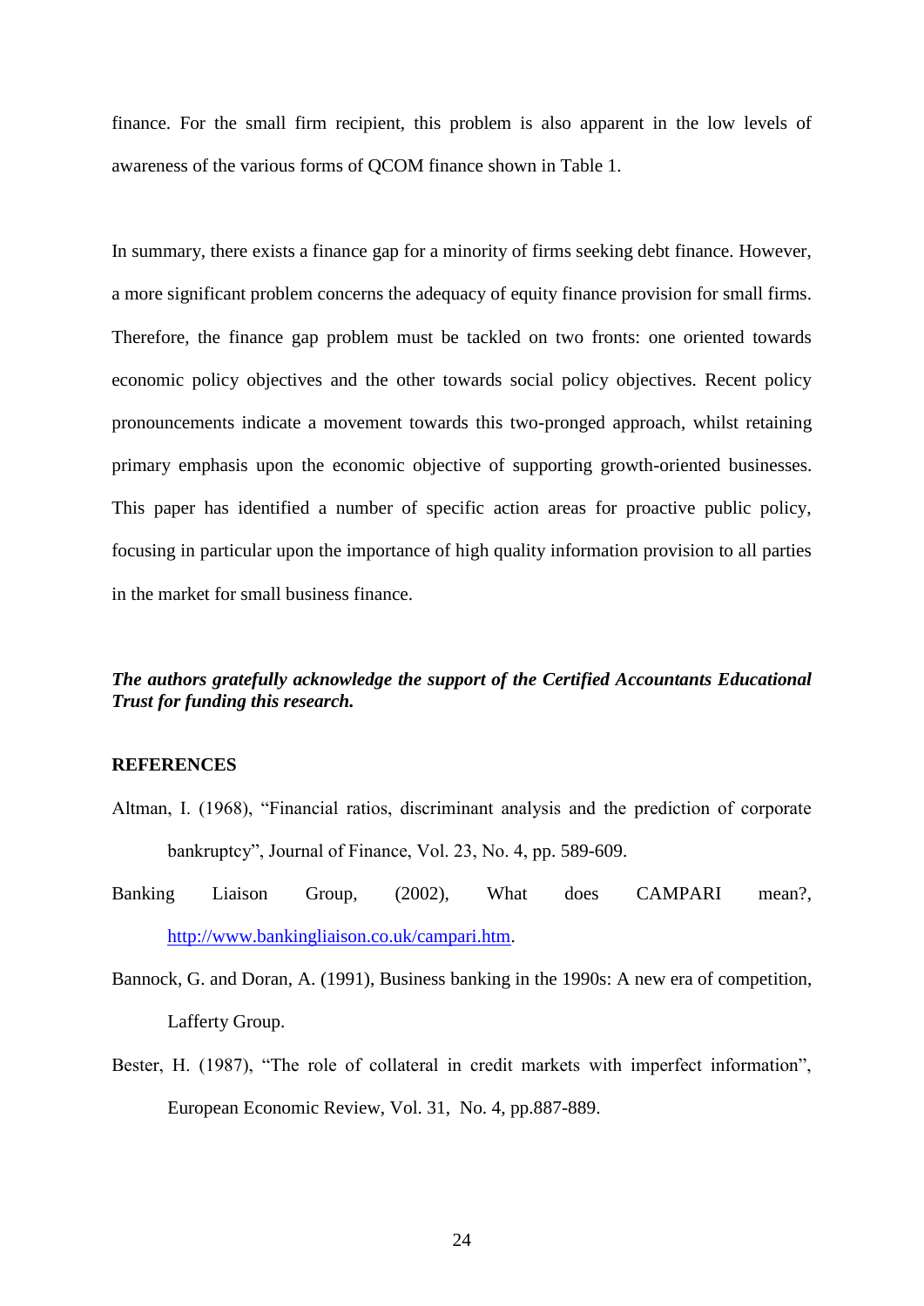finance. For the small firm recipient, this problem is also apparent in the low levels of awareness of the various forms of QCOM finance shown in Table 1.

In summary, there exists a finance gap for a minority of firms seeking debt finance. However, a more significant problem concerns the adequacy of equity finance provision for small firms. Therefore, the finance gap problem must be tackled on two fronts: one oriented towards economic policy objectives and the other towards social policy objectives. Recent policy pronouncements indicate a movement towards this two-pronged approach, whilst retaining primary emphasis upon the economic objective of supporting growth-oriented businesses. This paper has identified a number of specific action areas for proactive public policy, focusing in particular upon the importance of high quality information provision to all parties in the market for small business finance.

***The authors gratefully acknowledge the support of the Certified Accountants Educational Trust for funding this research.***

**REFERENCES**

Altman, I. (1968), "Financial ratios, discriminant analysis and the prediction of corporate bankruptcy", Journal of Finance, Vol. 23, No. 4, pp. 589-609.

Banking Liaison Group, (2002), What does CAMPARI mean?, http://www.bankingliaison.co.uk/campari.htm.

Bannock, G. and Doran, A. (1991), Business banking in the 1990s: A new era of competition, Lafferty Group.

Bester, H. (1987), "The role of collateral in credit markets with imperfect information", European Economic Review, Vol. 31, No. 4, pp.887-889.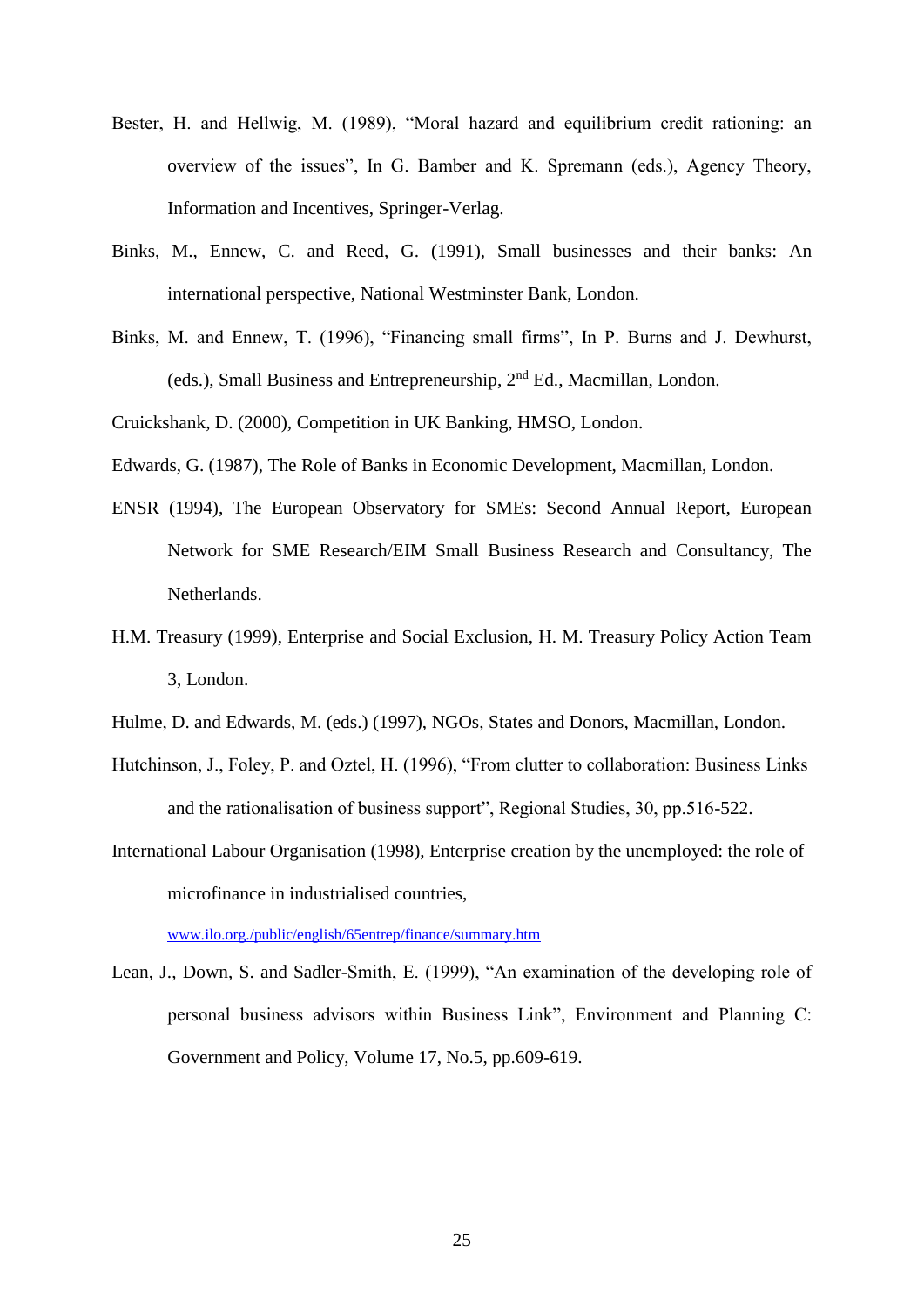Bester, H. and Hellwig, M. (1989), "Moral hazard and equilibrium credit rationing: an overview of the issues", In G. Bamber and K. Spremann (eds.), Agency Theory, Information and Incentives, Springer-Verlag.

Binks, M., Ennew, C. and Reed, G. (1991), Small businesses and their banks: An international perspective, National Westminster Bank, London.

Binks, M. and Ennew, T. (1996), "Financing small firms", In P. Burns and J. Dewhurst, (eds.), Small Business and Entrepreneurship, 2nd Ed., Macmillan, London.

Cruickshank, D. (2000), Competition in UK Banking, HMSO, London.

Edwards, G. (1987), The Role of Banks in Economic Development, Macmillan, London.

ENSR (1994), The European Observatory for SMEs: Second Annual Report, European Network for SME Research/EIM Small Business Research and Consultancy, The Netherlands.

H.M. Treasury (1999), Enterprise and Social Exclusion, H. M. Treasury Policy Action Team 3, London.

Hulme, D. and Edwards, M. (eds.) (1997), NGOs, States and Donors, Macmillan, London.

Hutchinson, J., Foley, P. and Oztel, H. (1996), "From clutter to collaboration: Business Links and the rationalisation of business support", Regional Studies, 30, pp.516-522.

International Labour Organisation (1998), Enterprise creation by the unemployed: the role of microfinance in industrialised countries, www.ilo.org./public/english/65entrep/finance/summary.htm

Lean, J., Down, S. and Sadler-Smith, E. (1999), "An examination of the developing role of personal business advisors within Business Link", Environment and Planning C: Government and Policy, Volume 17, No.5, pp.609-619.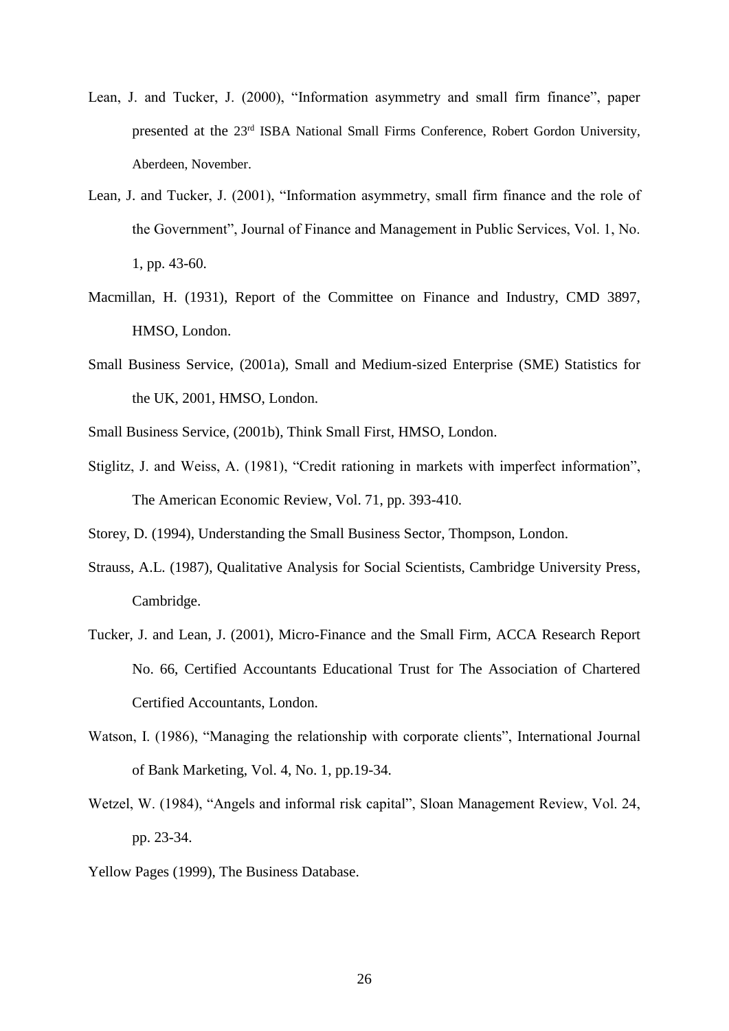Lean, J. and Tucker, J. (2000), "Information asymmetry and small firm finance", paper presented at the 23rd ISBA National Small Firms Conference, Robert Gordon University, Aberdeen, November.

Lean, J. and Tucker, J. (2001), "Information asymmetry, small firm finance and the role of the Government", Journal of Finance and Management in Public Services, Vol. 1, No. 1, pp. 43-60.

Macmillan, H. (1931), Report of the Committee on Finance and Industry, CMD 3897, HMSO, London.

Small Business Service, (2001a), Small and Medium-sized Enterprise (SME) Statistics for the UK, 2001, HMSO, London.

Small Business Service, (2001b), Think Small First, HMSO, London.

Stiglitz, J. and Weiss, A. (1981), "Credit rationing in markets with imperfect information", The American Economic Review, Vol. 71, pp. 393-410.

Storey, D. (1994), Understanding the Small Business Sector, Thompson, London.

Strauss, A.L. (1987), Qualitative Analysis for Social Scientists, Cambridge University Press, Cambridge.

Tucker, J. and Lean, J. (2001), Micro-Finance and the Small Firm, ACCA Research Report No. 66, Certified Accountants Educational Trust for The Association of Chartered Certified Accountants, London.

Watson, I. (1986), "Managing the relationship with corporate clients", International Journal of Bank Marketing, Vol. 4, No. 1, pp.19-34.

Wetzel, W. (1984), "Angels and informal risk capital", Sloan Management Review, Vol. 24, pp. 23-34.

Yellow Pages (1999), The Business Database.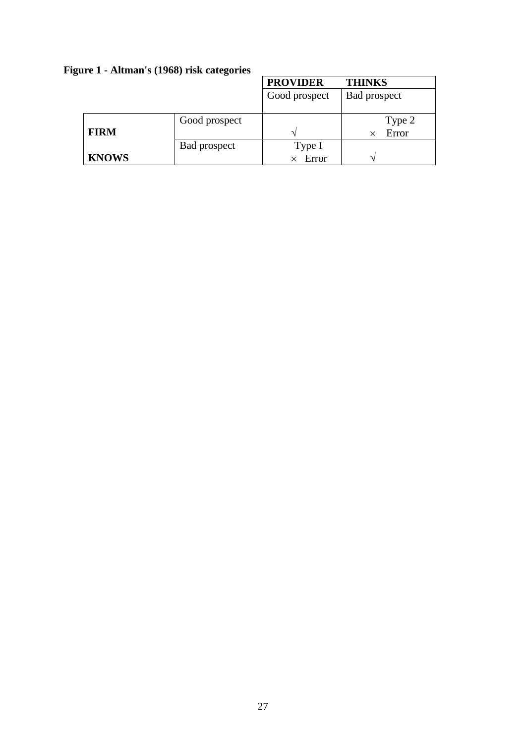**Figure 1 - Altman's (1968) risk categories**

| | | **PROVIDER** | **THINKS** |
|---|---|---|---|
| | | Good prospect | Bad prospect |
| **FIRM** | Good prospect | √ | Type 2 × Error |
| **KNOWS** | Bad prospect | Type I × Error | √ |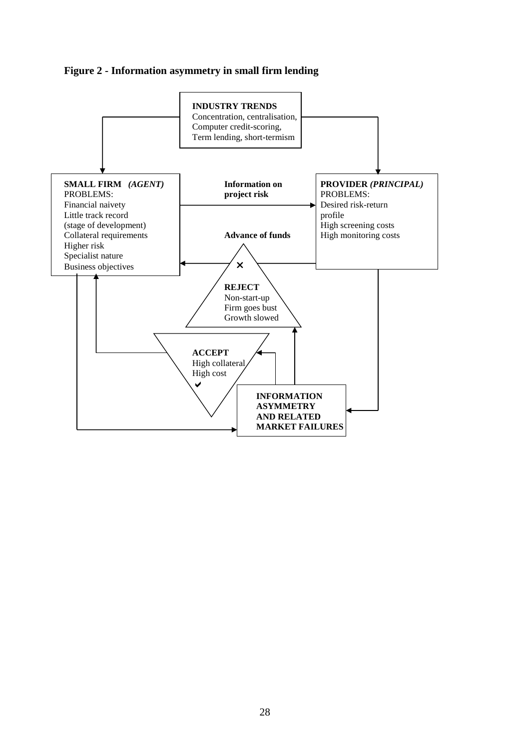**Figure 2 - Information asymmetry in small firm lending**

**INDUSTRY TRENDS**
Concentration, centralisation,
Computer credit-scoring,
Term lending, short-termism

**SMALL FIRM** *(AGENT)*
PROBLEMS:
Financial naivety
Little track record
(stage of development)
Collateral requirements
Higher risk
Specialist nature
Business objectives

**Information on project risk**

**Advance of funds**

**PROVIDER** *(PRINCIPAL)*
PROBLEMS:
Desired risk-return profile
High screening costs
High monitoring costs

✗
**REJECT**
Non-start-up
Firm goes bust
Growth slowed

**ACCEPT**
High collateral
High cost
✔

**INFORMATION ASYMMETRY AND RELATED MARKET FAILURES**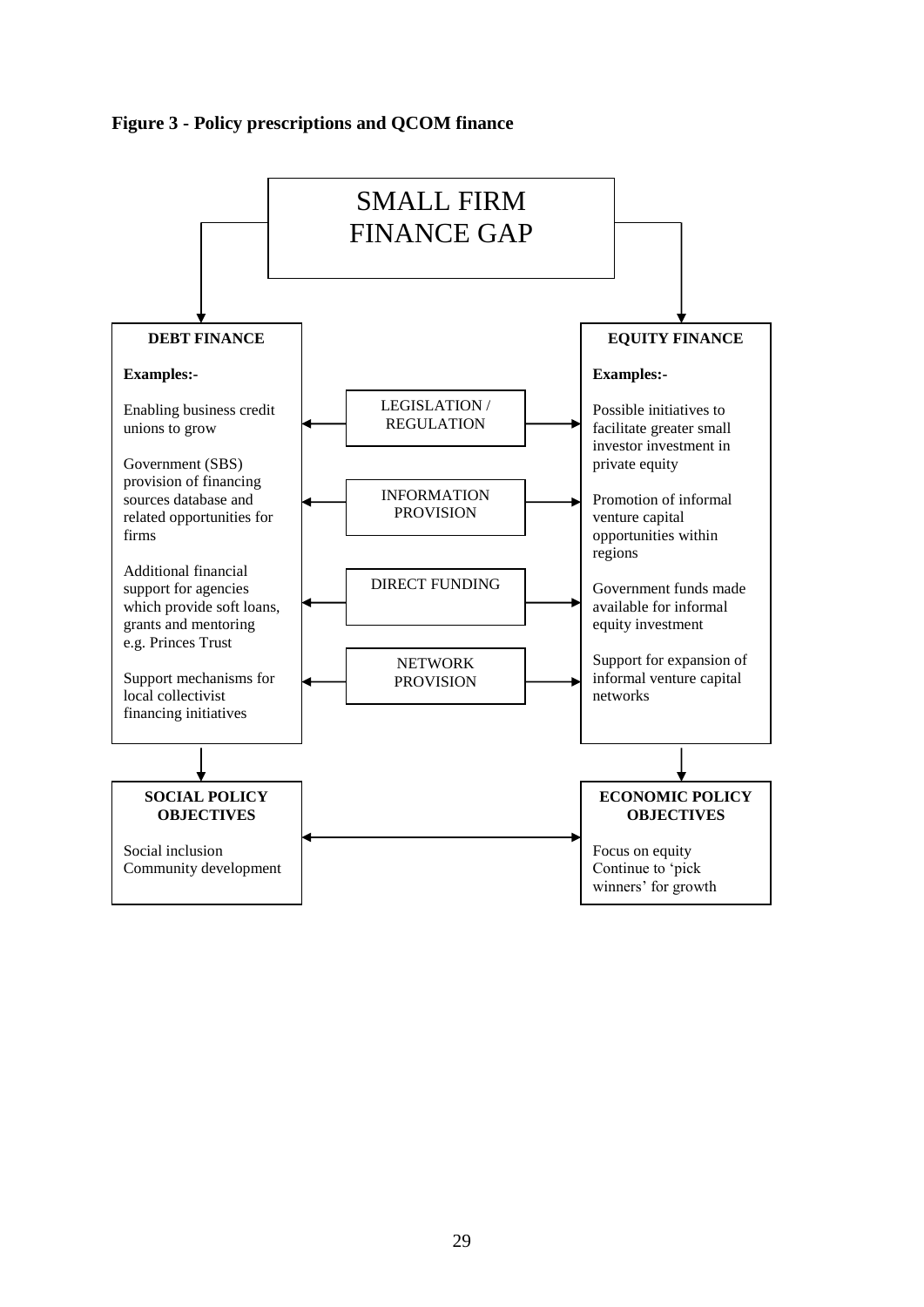**Figure 3 - Policy prescriptions and QCOM finance**

SMALL FIRM FINANCE GAP

**DEBT FINANCE**

**Examples:-**

Enabling business credit unions to grow

Government (SBS) provision of financing sources database and related opportunities for firms

Additional financial support for agencies which provide soft loans, grants and mentoring e.g. Princes Trust

Support mechanisms for local collectivist financing initiatives

LEGISLATION / REGULATION

INFORMATION PROVISION

DIRECT FUNDING

NETWORK PROVISION

**EQUITY FINANCE**

**Examples:-**

Possible initiatives to facilitate greater small investor investment in private equity

Promotion of informal venture capital opportunities within regions

Government funds made available for informal equity investment

Support for expansion of informal venture capital networks

**SOCIAL POLICY OBJECTIVES**

Social inclusion
Community development

**ECONOMIC POLICY OBJECTIVES**

Focus on equity
Continue to 'pick winners' for growth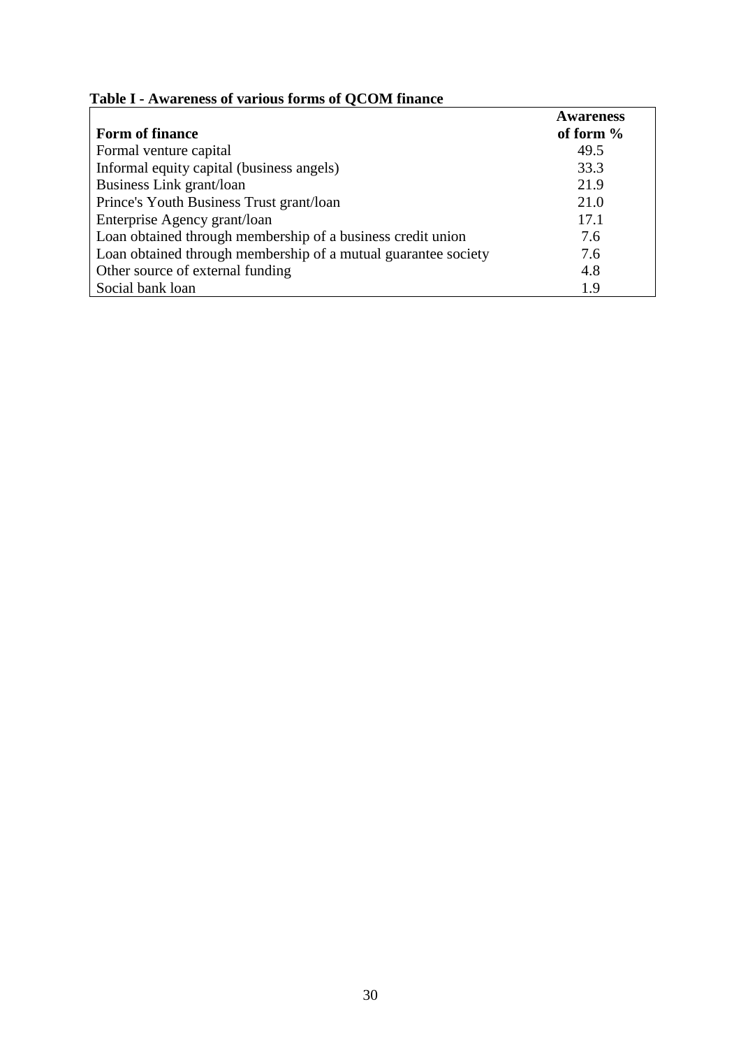**Table I - Awareness of various forms of QCOM finance**

| Form of finance | Awareness of form % |
|---|---|
| Formal venture capital | 49.5 |
| Informal equity capital (business angels) | 33.3 |
| Business Link grant/loan | 21.9 |
| Prince's Youth Business Trust grant/loan | 21.0 |
| Enterprise Agency grant/loan | 17.1 |
| Loan obtained through membership of a business credit union | 7.6 |
| Loan obtained through membership of a mutual guarantee society | 7.6 |
| Other source of external funding | 4.8 |
| Social bank loan | 1.9 |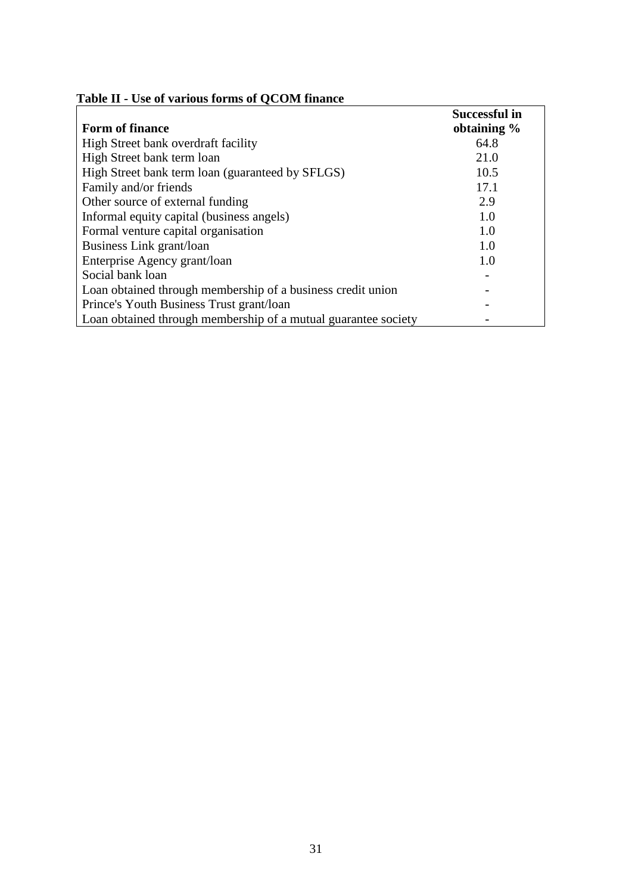**Table II - Use of various forms of QCOM finance**

| Form of finance | Successful in obtaining % |
|---|---|
| High Street bank overdraft facility | 64.8 |
| High Street bank term loan | 21.0 |
| High Street bank term loan (guaranteed by SFLGS) | 10.5 |
| Family and/or friends | 17.1 |
| Other source of external funding | 2.9 |
| Informal equity capital (business angels) | 1.0 |
| Formal venture capital organisation | 1.0 |
| Business Link grant/loan | 1.0 |
| Enterprise Agency grant/loan | 1.0 |
| Social bank loan | - |
| Loan obtained through membership of a business credit union | - |
| Prince's Youth Business Trust grant/loan | - |
| Loan obtained through membership of a mutual guarantee society | - |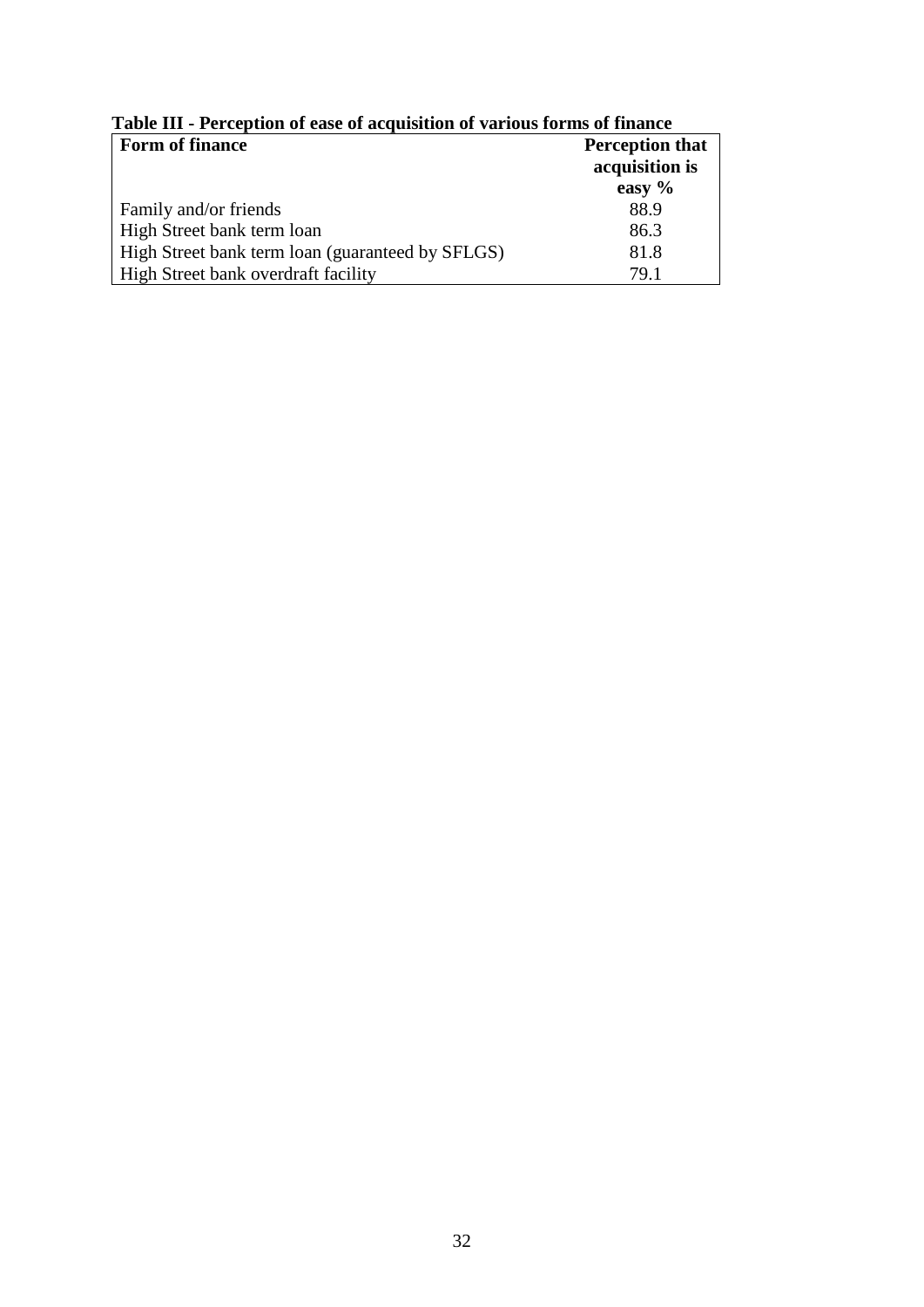**Table III - Perception of ease of acquisition of various forms of finance**

| Form of finance | Perception that acquisition is easy % |
| --- | --- |
| Family and/or friends | 88.9 |
| High Street bank term loan | 86.3 |
| High Street bank term loan (guaranteed by SFLGS) | 81.8 |
| High Street bank overdraft facility | 79.1 |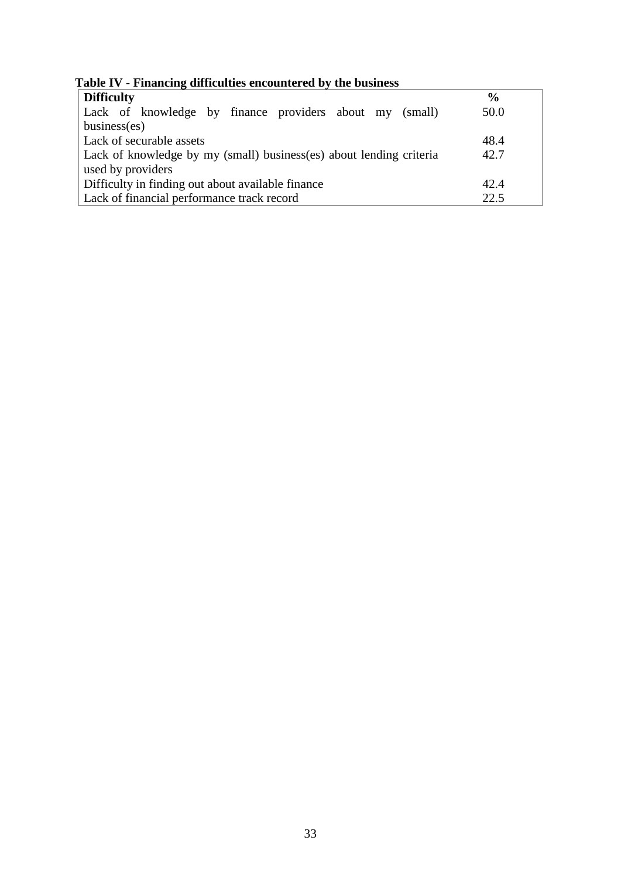**Table IV - Financing difficulties encountered by the business**

| Difficulty | % |
|---|---|
| Lack of knowledge by finance providers about my (small) business(es) | 50.0 |
| Lack of securable assets | 48.4 |
| Lack of knowledge by my (small) business(es) about lending criteria used by providers | 42.7 |
| Difficulty in finding out about available finance | 42.4 |
| Lack of financial performance track record | 22.5 |